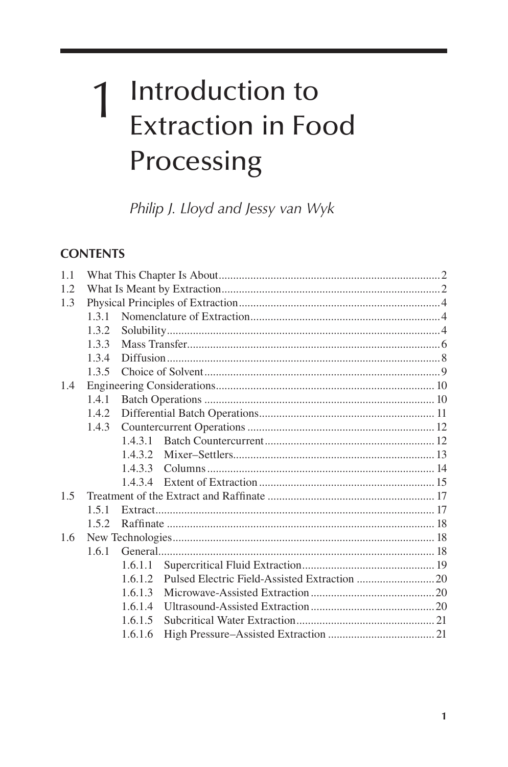# 1 Introduction to Extraction in Food Processing

*Philip J. Lloyd and Jessy van Wyk*

## CONTENTS

| | | | |
|---|---|---|---|
| 1.1 | What This Chapter Is About | | 2 |
| 1.2 | What Is Meant by Extraction | | 2 |
| 1.3 | Physical Principles of Extraction | | 4 |
| | 1.3.1 | Nomenclature of Extraction | 4 |
| | 1.3.2 | Solubility | 4 |
| | 1.3.3 | Mass Transfer | 6 |
| | 1.3.4 | Diffusion | 8 |
| | 1.3.5 | Choice of Solvent | 9 |
| 1.4 | Engineering Considerations | | 10 |
| | 1.4.1 | Batch Operations | 10 |
| | 1.4.2 | Differential Batch Operations | 11 |
| | 1.4.3 | Countercurrent Operations | 12 |
| | | 1.4.3.1 Batch Countercurrent | 12 |
| | | 1.4.3.2 Mixer–Settlers | 13 |
| | | 1.4.3.3 Columns | 14 |
| | | 1.4.3.4 Extent of Extraction | 15 |
| 1.5 | Treatment of the Extract and Raffinate | | 17 |
| | 1.5.1 | Extract | 17 |
| | 1.5.2 | Raffinate | 18 |
| 1.6 | New Technologies | | 18 |
| | 1.6.1 | General | 18 |
| | | 1.6.1.1 Supercritical Fluid Extraction | 19 |
| | | 1.6.1.2 Pulsed Electric Field-Assisted Extraction | 20 |
| | | 1.6.1.3 Microwave-Assisted Extraction | 20 |
| | | 1.6.1.4 Ultrasound-Assisted Extraction | 20 |
| | | 1.6.1.5 Subcritical Water Extraction | 21 |
| | | 1.6.1.6 High Pressure–Assisted Extraction | 21 |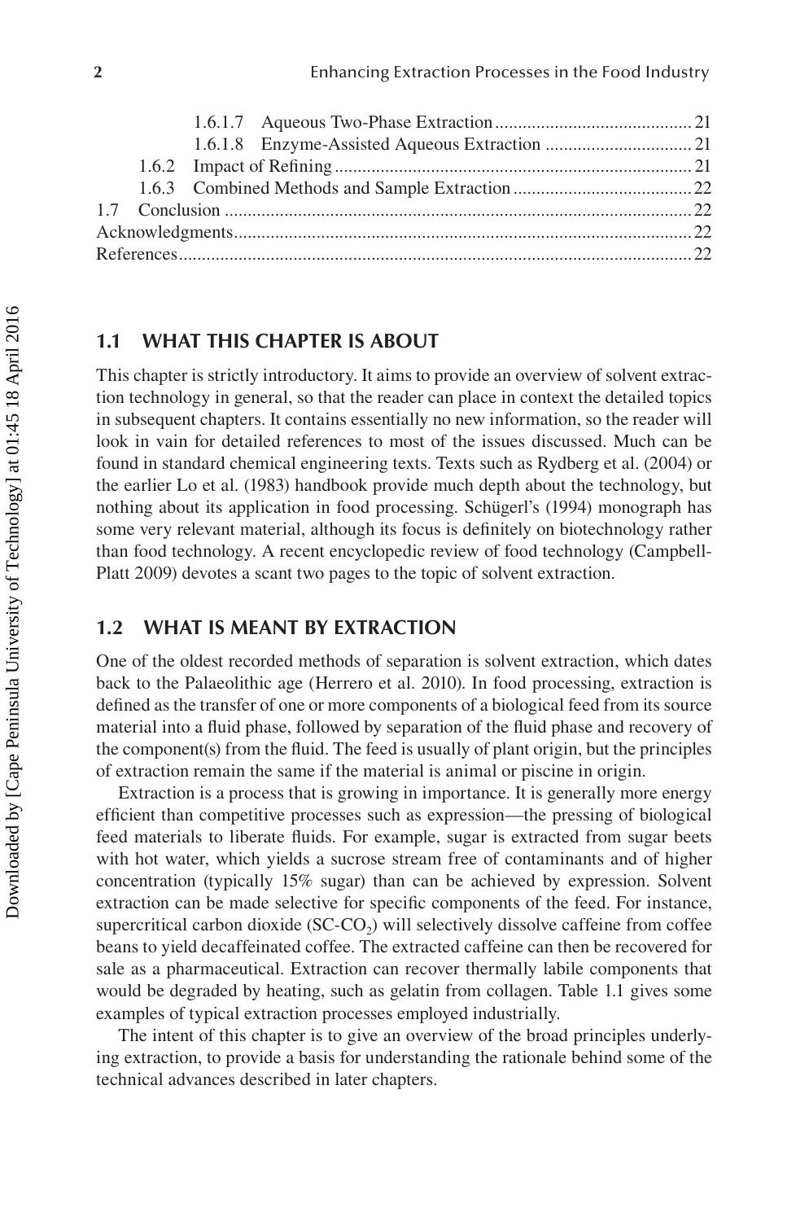1.6.1.7 Aqueous Two-Phase Extraction .......... 21
1.6.1.8 Enzyme-Assisted Aqueous Extraction .......... 21
1.6.2 Impact of Refining .......... 21
1.6.3 Combined Methods and Sample Extraction .......... 22
1.7 Conclusion .......... 22
Acknowledgments .......... 22
References .......... 22

## 1.1 WHAT THIS CHAPTER IS ABOUT

This chapter is strictly introductory. It aims to provide an overview of solvent extraction technology in general, so that the reader can place in context the detailed topics in subsequent chapters. It contains essentially no new information, so the reader will look in vain for detailed references to most of the issues discussed. Much can be found in standard chemical engineering texts. Texts such as Rydberg et al. (2004) or the earlier Lo et al. (1983) handbook provide much depth about the technology, but nothing about its application in food processing. Schügerl's (1994) monograph has some very relevant material, although its focus is definitely on biotechnology rather than food technology. A recent encyclopedic review of food technology (Campbell-Platt 2009) devotes a scant two pages to the topic of solvent extraction.

## 1.2 WHAT IS MEANT BY EXTRACTION

One of the oldest recorded methods of separation is solvent extraction, which dates back to the Palaeolithic age (Herrero et al. 2010). In food processing, extraction is defined as the transfer of one or more components of a biological feed from its source material into a fluid phase, followed by separation of the fluid phase and recovery of the component(s) from the fluid. The feed is usually of plant origin, but the principles of extraction remain the same if the material is animal or piscine in origin.

Extraction is a process that is growing in importance. It is generally more energy efficient than competitive processes such as expression—the pressing of biological feed materials to liberate fluids. For example, sugar is extracted from sugar beets with hot water, which yields a sucrose stream free of contaminants and of higher concentration (typically 15% sugar) than can be achieved by expression. Solvent extraction can be made selective for specific components of the feed. For instance, supercritical carbon dioxide (SC-$CO_2$) will selectively dissolve caffeine from coffee beans to yield decaffeinated coffee. The extracted caffeine can then be recovered for sale as a pharmaceutical. Extraction can recover thermally labile components that would be degraded by heating, such as gelatin from collagen. Table 1.1 gives some examples of typical extraction processes employed industrially.

The intent of this chapter is to give an overview of the broad principles underlying extraction, to provide a basis for understanding the rationale behind some of the technical advances described in later chapters.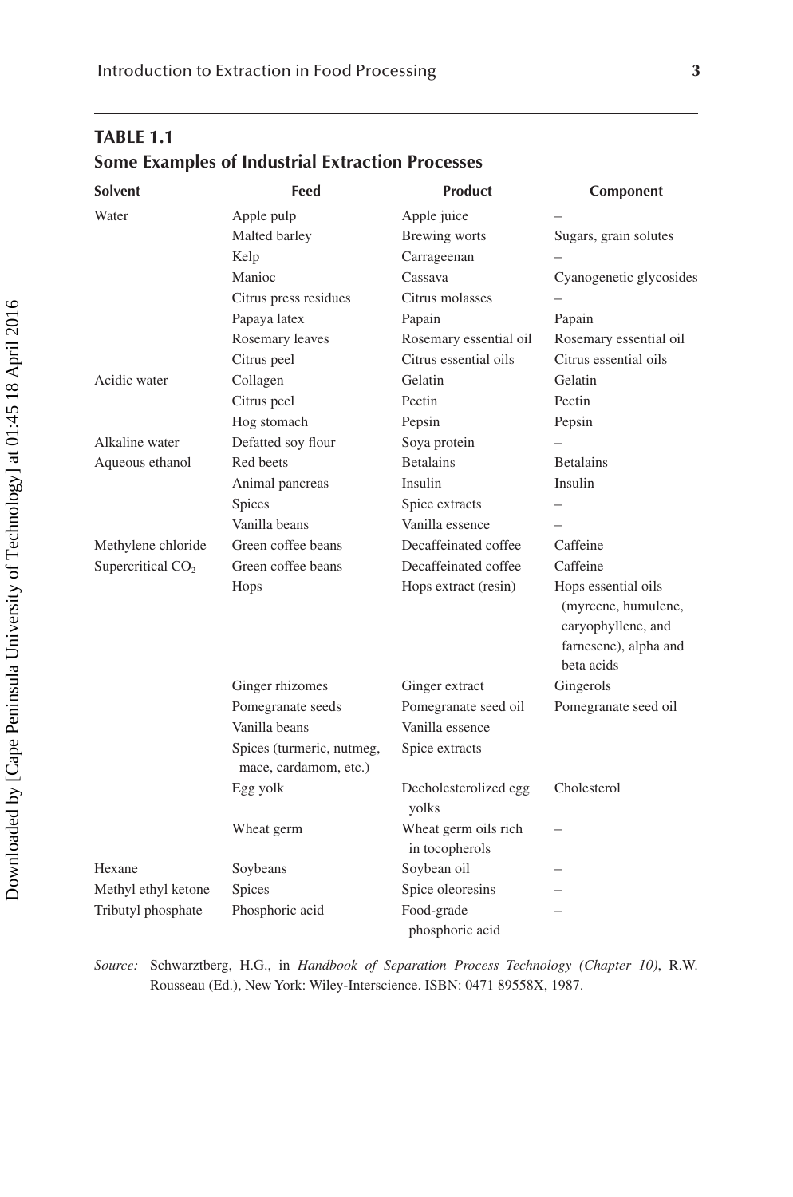**TABLE 1.1**
**Some Examples of Industrial Extraction Processes**

| Solvent | Feed | Product | Component |
|---|---|---|---|
| Water | Apple pulp | Apple juice | – |
| | Malted barley | Brewing worts | Sugars, grain solutes |
| | Kelp | Carrageenan | – |
| | Manioc | Cassava | Cyanogenetic glycosides |
| | Citrus press residues | Citrus molasses | – |
| | Papaya latex | Papain | Papain |
| | Rosemary leaves | Rosemary essential oil | Rosemary essential oil |
| | Citrus peel | Citrus essential oils | Citrus essential oils |
| Acidic water | Collagen | Gelatin | Gelatin |
| | Citrus peel | Pectin | Pectin |
| | Hog stomach | Pepsin | Pepsin |
| Alkaline water | Defatted soy flour | Soya protein | – |
| Aqueous ethanol | Red beets | Betalains | Betalains |
| | Animal pancreas | Insulin | Insulin |
| | Spices | Spice extracts | – |
| | Vanilla beans | Vanilla essence | – |
| Methylene chloride | Green coffee beans | Decaffeinated coffee | Caffeine |
| Supercritical $CO_2$ | Green coffee beans | Decaffeinated coffee | Caffeine |
| | Hops | Hops extract (resin) | Hops essential oils (myrcene, humulene, caryophyllene, and farnesene), alpha and beta acids |
| | Ginger rhizomes | Ginger extract | Gingerols |
| | Pomegranate seeds | Pomegranate seed oil | Pomegranate seed oil |
| | Vanilla beans | Vanilla essence | |
| | Spices (turmeric, nutmeg, mace, cardamom, etc.) | Spice extracts | |
| | Egg yolk | Decholesterolized egg yolks | Cholesterol |
| | Wheat germ | Wheat germ oils rich in tocopherols | – |
| Hexane | Soybeans | Soybean oil | – |
| Methyl ethyl ketone | Spices | Spice oleoresins | – |
| Tributyl phosphate | Phosphoric acid | Food-grade phosphoric acid | – |

*Source:* Schwarztberg, H.G., in *Handbook of Separation Process Technology (Chapter 10)*, R.W. Rousseau (Ed.), New York: Wiley-Interscience. ISBN: 0471 89558X, 1987.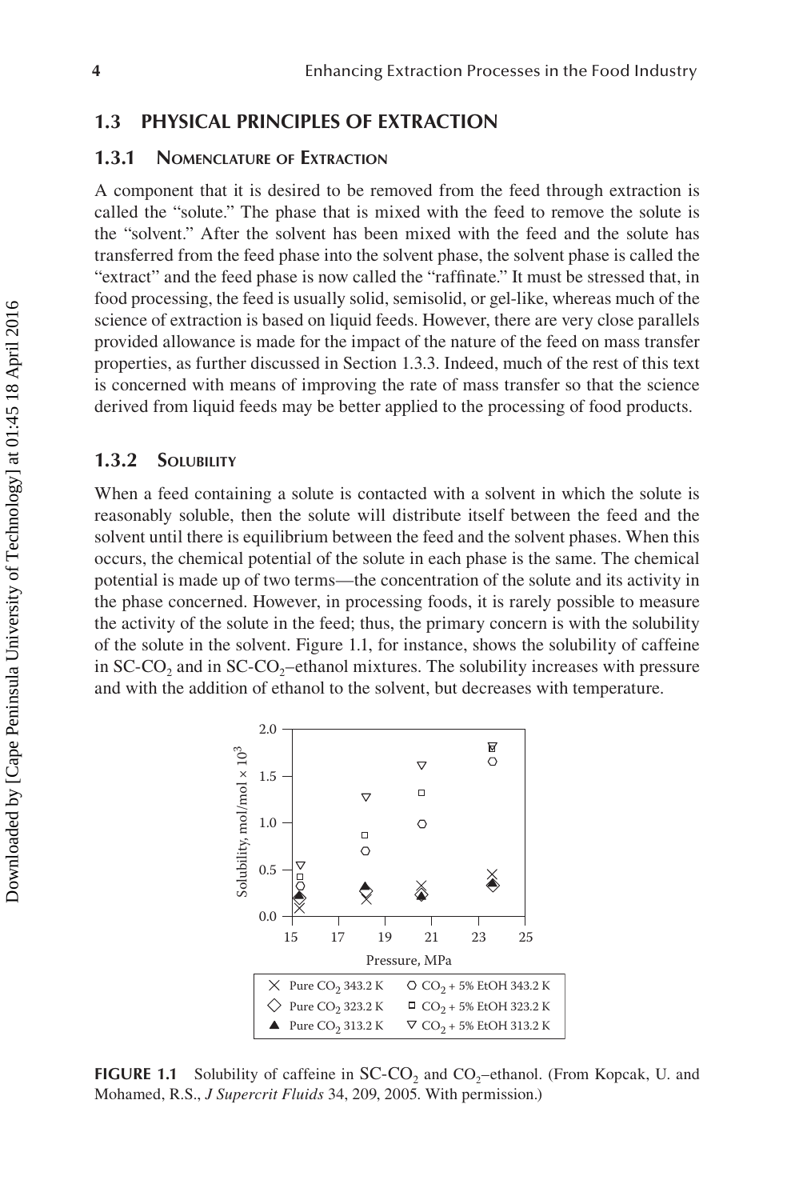## 1.3 PHYSICAL PRINCIPLES OF EXTRACTION

### 1.3.1 Nomenclature of Extraction

A component that it is desired to be removed from the feed through extraction is called the "solute." The phase that is mixed with the feed to remove the solute is the "solvent." After the solvent has been mixed with the feed and the solute has transferred from the feed phase into the solvent phase, the solvent phase is called the "extract" and the feed phase is now called the "raffinate." It must be stressed that, in food processing, the feed is usually solid, semisolid, or gel-like, whereas much of the science of extraction is based on liquid feeds. However, there are very close parallels provided allowance is made for the impact of the nature of the feed on mass transfer properties, as further discussed in Section 1.3.3. Indeed, much of the rest of this text is concerned with means of improving the rate of mass transfer so that the science derived from liquid feeds may be better applied to the processing of food products.

### 1.3.2 Solubility

When a feed containing a solute is contacted with a solvent in which the solute is reasonably soluble, then the solute will distribute itself between the feed and the solvent until there is equilibrium between the feed and the solvent phases. When this occurs, the chemical potential of the solute in each phase is the same. The chemical potential is made up of two terms—the concentration of the solute and its activity in the phase concerned. However, in processing foods, it is rarely possible to measure the activity of the solute in the feed; thus, the primary concern is with the solubility of the solute in the solvent. Figure 1.1, for instance, shows the solubility of caffeine in SC-$CO_2$ and in SC-$CO_2$–ethanol mixtures. The solubility increases with pressure and with the addition of ethanol to the solvent, but decreases with temperature.

**FIGURE 1.1** Solubility of caffeine in SC-$CO_2$ and $CO_2$–ethanol. (From Kopcak, U. and Mohamed, R.S., *J Supercrit Fluids* 34, 209, 2005. With permission.)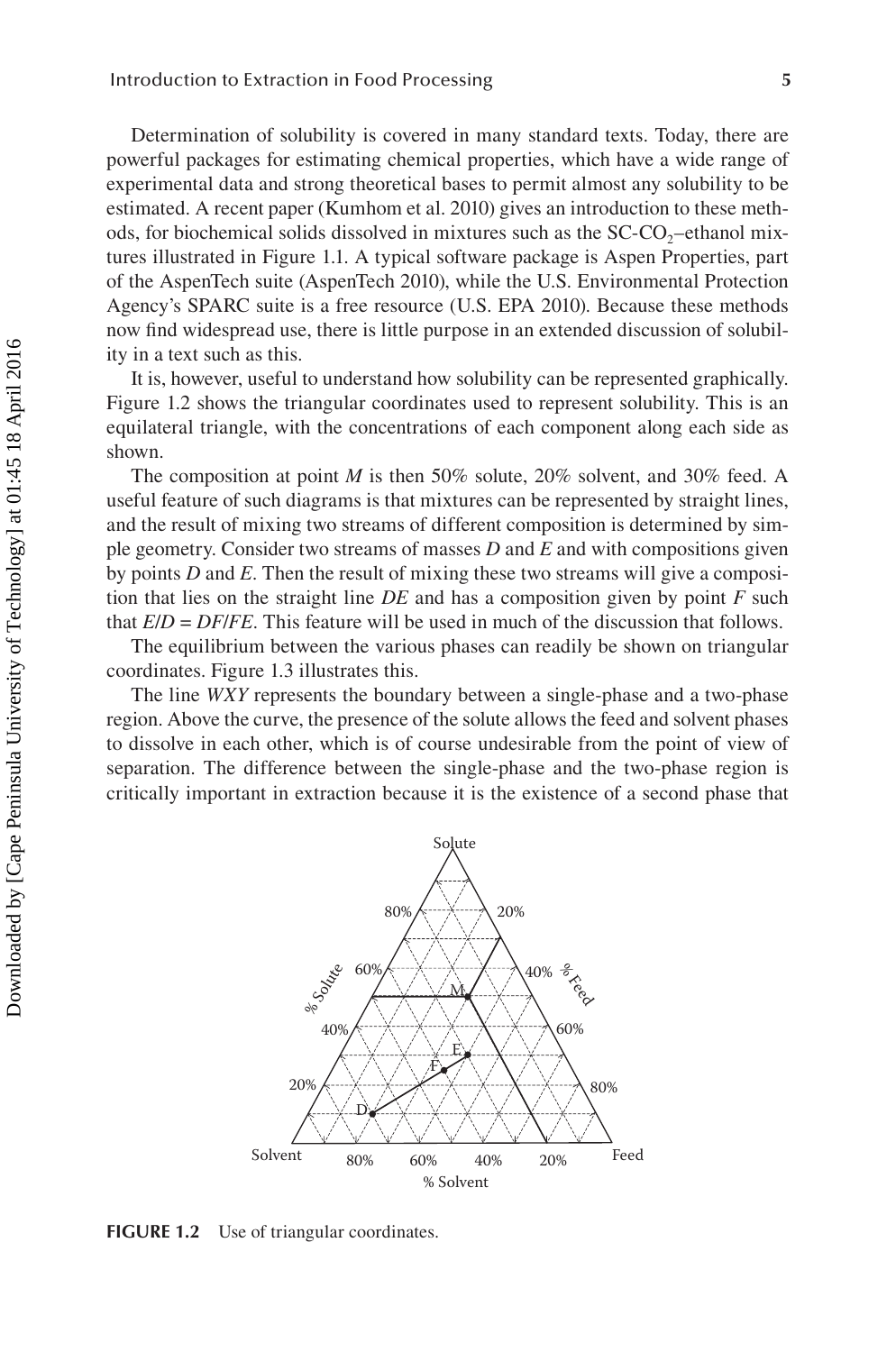Determination of solubility is covered in many standard texts. Today, there are powerful packages for estimating chemical properties, which have a wide range of experimental data and strong theoretical bases to permit almost any solubility to be estimated. A recent paper (Kumhom et al. 2010) gives an introduction to these methods, for biochemical solids dissolved in mixtures such as the SC-$CO_2$–ethanol mixtures illustrated in Figure 1.1. A typical software package is Aspen Properties, part of the AspenTech suite (AspenTech 2010), while the U.S. Environmental Protection Agency's SPARC suite is a free resource (U.S. EPA 2010). Because these methods now find widespread use, there is little purpose in an extended discussion of solubility in a text such as this.

It is, however, useful to understand how solubility can be represented graphically. Figure 1.2 shows the triangular coordinates used to represent solubility. This is an equilateral triangle, with the concentrations of each component along each side as shown.

The composition at point *M* is then 50% solute, 20% solvent, and 30% feed. A useful feature of such diagrams is that mixtures can be represented by straight lines, and the result of mixing two streams of different composition is determined by simple geometry. Consider two streams of masses *D* and *E* and with compositions given by points *D* and *E*. Then the result of mixing these two streams will give a composition that lies on the straight line *DE* and has a composition given by point *F* such that $E/D = DF/FE$. This feature will be used in much of the discussion that follows.

The equilibrium between the various phases can readily be shown on triangular coordinates. Figure 1.3 illustrates this.

The line *WXY* represents the boundary between a single-phase and a two-phase region. Above the curve, the presence of the solute allows the feed and solvent phases to dissolve in each other, which is of course undesirable from the point of view of separation. The difference between the single-phase and the two-phase region is critically important in extraction because it is the existence of a second phase that

**FIGURE 1.2** Use of triangular coordinates.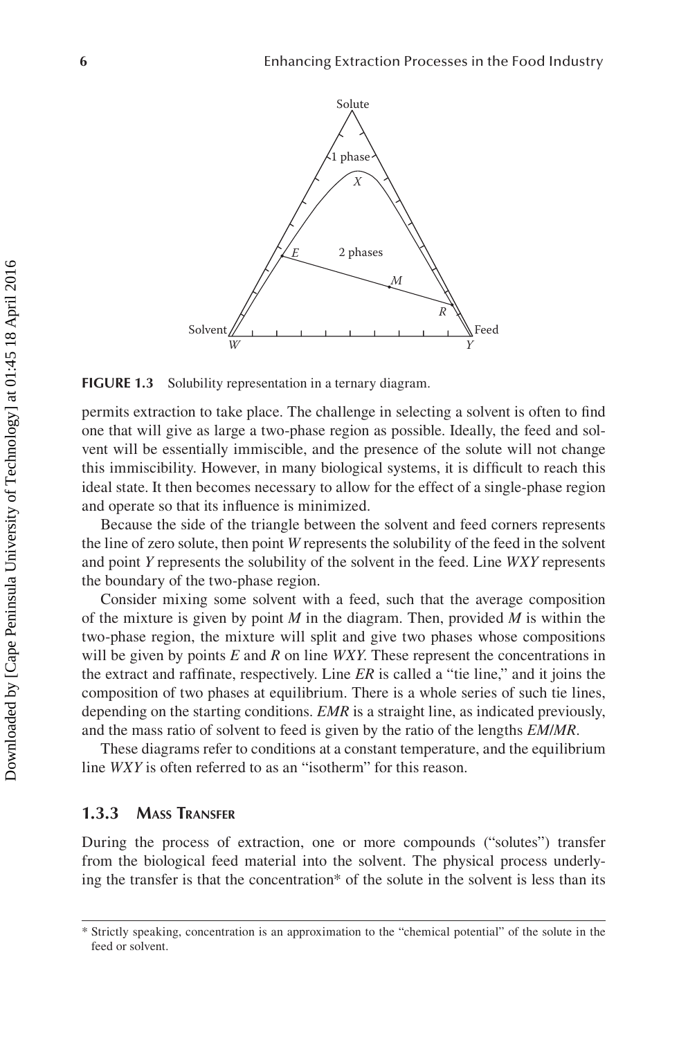Solute

1 phase

X

E

2 phases

M

R

Solvent

Feed

W

Y

**FIGURE 1.3** Solubility representation in a ternary diagram.

permits extraction to take place. The challenge in selecting a solvent is often to find one that will give as large a two-phase region as possible. Ideally, the feed and solvent will be essentially immiscible, and the presence of the solute will not change this immiscibility. However, in many biological systems, it is difficult to reach this ideal state. It then becomes necessary to allow for the effect of a single-phase region and operate so that its influence is minimized.

Because the side of the triangle between the solvent and feed corners represents the line of zero solute, then point *W* represents the solubility of the feed in the solvent and point *Y* represents the solubility of the solvent in the feed. Line *WXY* represents the boundary of the two-phase region.

Consider mixing some solvent with a feed, such that the average composition of the mixture is given by point *M* in the diagram. Then, provided *M* is within the two-phase region, the mixture will split and give two phases whose compositions will be given by points *E* and *R* on line *WXY*. These represent the concentrations in the extract and raffinate, respectively. Line *ER* is called a "tie line," and it joins the composition of two phases at equilibrium. There is a whole series of such tie lines, depending on the starting conditions. *EMR* is a straight line, as indicated previously, and the mass ratio of solvent to feed is given by the ratio of the lengths *EM*/*MR*.

These diagrams refer to conditions at a constant temperature, and the equilibrium line *WXY* is often referred to as an "isotherm" for this reason.

### 1.3.3 Mass Transfer

During the process of extraction, one or more compounds ("solutes") transfer from the biological feed material into the solvent. The physical process underlying the transfer is that the concentration* of the solute in the solvent is less than its

* Strictly speaking, concentration is an approximation to the "chemical potential" of the solute in the feed or solvent.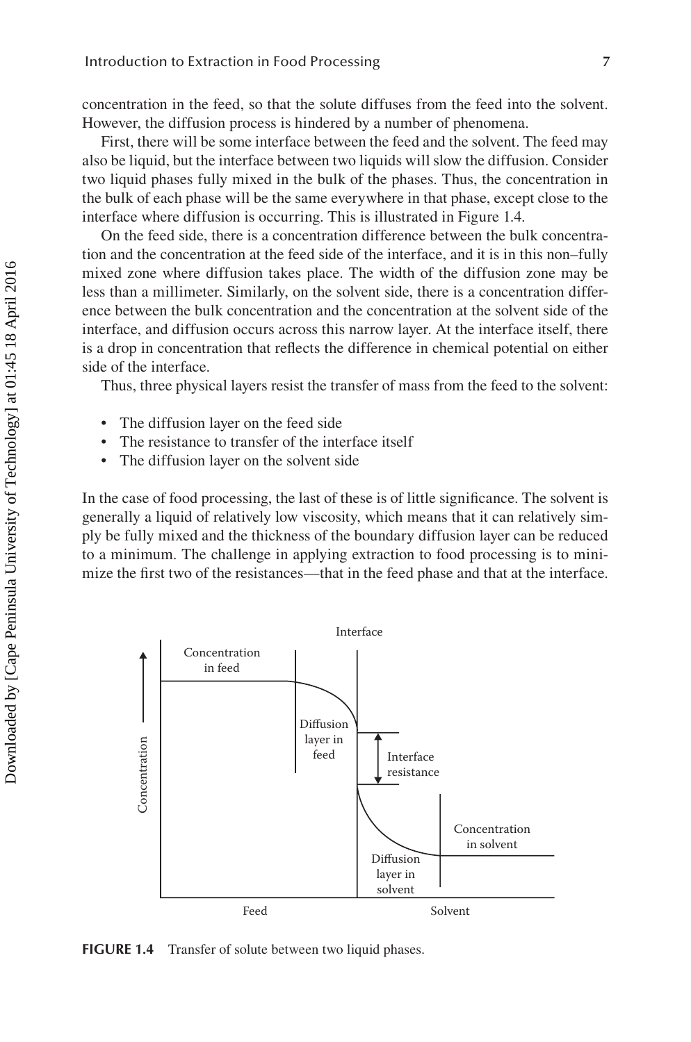concentration in the feed, so that the solute diffuses from the feed into the solvent. However, the diffusion process is hindered by a number of phenomena.

First, there will be some interface between the feed and the solvent. The feed may also be liquid, but the interface between two liquids will slow the diffusion. Consider two liquid phases fully mixed in the bulk of the phases. Thus, the concentration in the bulk of each phase will be the same everywhere in that phase, except close to the interface where diffusion is occurring. This is illustrated in Figure 1.4.

On the feed side, there is a concentration difference between the bulk concentration and the concentration at the feed side of the interface, and it is in this non–fully mixed zone where diffusion takes place. The width of the diffusion zone may be less than a millimeter. Similarly, on the solvent side, there is a concentration difference between the bulk concentration and the concentration at the solvent side of the interface, and diffusion occurs across this narrow layer. At the interface itself, there is a drop in concentration that reflects the difference in chemical potential on either side of the interface.

Thus, three physical layers resist the transfer of mass from the feed to the solvent:

- The diffusion layer on the feed side
- The resistance to transfer of the interface itself
- The diffusion layer on the solvent side

In the case of food processing, the last of these is of little significance. The solvent is generally a liquid of relatively low viscosity, which means that it can relatively simply be fully mixed and the thickness of the boundary diffusion layer can be reduced to a minimum. The challenge in applying extraction to food processing is to minimize the first two of the resistances—that in the feed phase and that at the interface.

Interface
Concentration in feed
Diffusion layer in feed
Interface resistance
Concentration in solvent
Diffusion layer in solvent
Concentration
Feed
Solvent

**FIGURE 1.4** Transfer of solute between two liquid phases.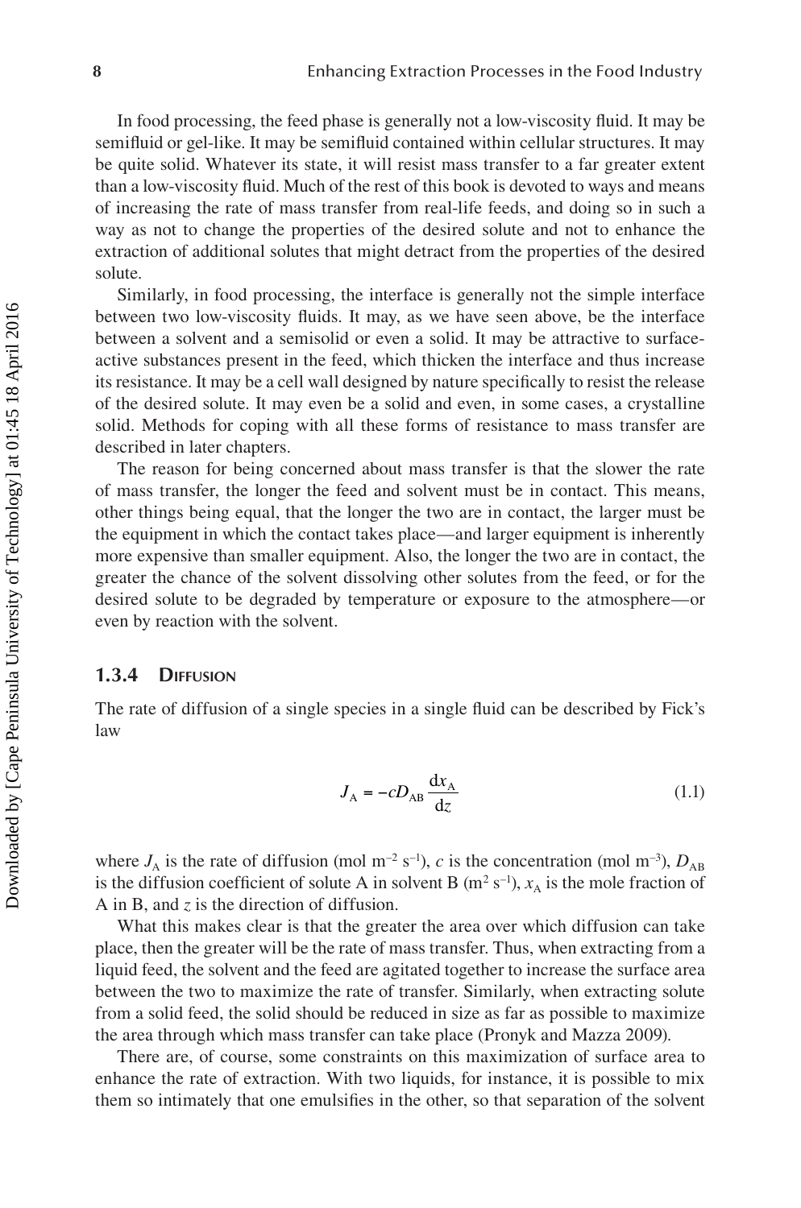In food processing, the feed phase is generally not a low-viscosity fluid. It may be semifluid or gel-like. It may be semifluid contained within cellular structures. It may be quite solid. Whatever its state, it will resist mass transfer to a far greater extent than a low-viscosity fluid. Much of the rest of this book is devoted to ways and means of increasing the rate of mass transfer from real-life feeds, and doing so in such a way as not to change the properties of the desired solute and not to enhance the extraction of additional solutes that might detract from the properties of the desired solute.

Similarly, in food processing, the interface is generally not the simple interface between two low-viscosity fluids. It may, as we have seen above, be the interface between a solvent and a semisolid or even a solid. It may be attractive to surface-active substances present in the feed, which thicken the interface and thus increase its resistance. It may be a cell wall designed by nature specifically to resist the release of the desired solute. It may even be a solid and even, in some cases, a crystalline solid. Methods for coping with all these forms of resistance to mass transfer are described in later chapters.

The reason for being concerned about mass transfer is that the slower the rate of mass transfer, the longer the feed and solvent must be in contact. This means, other things being equal, that the longer the two are in contact, the larger must be the equipment in which the contact takes place—and larger equipment is inherently more expensive than smaller equipment. Also, the longer the two are in contact, the greater the chance of the solvent dissolving other solutes from the feed, or for the desired solute to be degraded by temperature or exposure to the atmosphere—or even by reaction with the solvent.

### 1.3.4 Diffusion

The rate of diffusion of a single species in a single fluid can be described by Fick's law

$$J_A = -cD_{AB} \frac{dx_A}{dz} \tag{1.1}$$

where $J_A$ is the rate of diffusion (mol m$^{-2}$ s$^{-1}$), $c$ is the concentration (mol m$^{-3}$), $D_{AB}$ is the diffusion coefficient of solute A in solvent B (m$^2$ s$^{-1}$), $x_A$ is the mole fraction of A in B, and $z$ is the direction of diffusion.

What this makes clear is that the greater the area over which diffusion can take place, then the greater will be the rate of mass transfer. Thus, when extracting from a liquid feed, the solvent and the feed are agitated together to increase the surface area between the two to maximize the rate of transfer. Similarly, when extracting solute from a solid feed, the solid should be reduced in size as far as possible to maximize the area through which mass transfer can take place (Pronyk and Mazza 2009).

There are, of course, some constraints on this maximization of surface area to enhance the rate of extraction. With two liquids, for instance, it is possible to mix them so intimately that one emulsifies in the other, so that separation of the solvent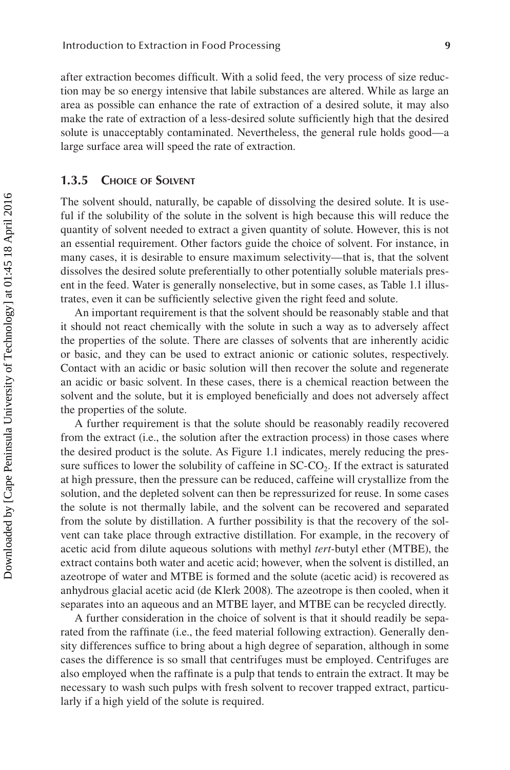after extraction becomes difficult. With a solid feed, the very process of size reduction may be so energy intensive that labile substances are altered. While as large an area as possible can enhance the rate of extraction of a desired solute, it may also make the rate of extraction of a less-desired solute sufficiently high that the desired solute is unacceptably contaminated. Nevertheless, the general rule holds good—a large surface area will speed the rate of extraction.

### 1.3.5 Choice of Solvent

The solvent should, naturally, be capable of dissolving the desired solute. It is useful if the solubility of the solute in the solvent is high because this will reduce the quantity of solvent needed to extract a given quantity of solute. However, this is not an essential requirement. Other factors guide the choice of solvent. For instance, in many cases, it is desirable to ensure maximum selectivity—that is, that the solvent dissolves the desired solute preferentially to other potentially soluble materials present in the feed. Water is generally nonselective, but in some cases, as Table 1.1 illustrates, even it can be sufficiently selective given the right feed and solute.

An important requirement is that the solvent should be reasonably stable and that it should not react chemically with the solute in such a way as to adversely affect the properties of the solute. There are classes of solvents that are inherently acidic or basic, and they can be used to extract anionic or cationic solutes, respectively. Contact with an acidic or basic solution will then recover the solute and regenerate an acidic or basic solvent. In these cases, there is a chemical reaction between the solvent and the solute, but it is employed beneficially and does not adversely affect the properties of the solute.

A further requirement is that the solute should be reasonably readily recovered from the extract (i.e., the solution after the extraction process) in those cases where the desired product is the solute. As Figure 1.1 indicates, merely reducing the pressure suffices to lower the solubility of caffeine in SC-$CO_2$. If the extract is saturated at high pressure, then the pressure can be reduced, caffeine will crystallize from the solution, and the depleted solvent can then be repressurized for reuse. In some cases the solute is not thermally labile, and the solvent can be recovered and separated from the solute by distillation. A further possibility is that the recovery of the solvent can take place through extractive distillation. For example, in the recovery of acetic acid from dilute aqueous solutions with methyl *tert*-butyl ether (MTBE), the extract contains both water and acetic acid; however, when the solvent is distilled, an azeotrope of water and MTBE is formed and the solute (acetic acid) is recovered as anhydrous glacial acetic acid (de Klerk 2008). The azeotrope is then cooled, when it separates into an aqueous and an MTBE layer, and MTBE can be recycled directly.

A further consideration in the choice of solvent is that it should readily be separated from the raffinate (i.e., the feed material following extraction). Generally density differences suffice to bring about a high degree of separation, although in some cases the difference is so small that centrifuges must be employed. Centrifuges are also employed when the raffinate is a pulp that tends to entrain the extract. It may be necessary to wash such pulps with fresh solvent to recover trapped extract, particularly if a high yield of the solute is required.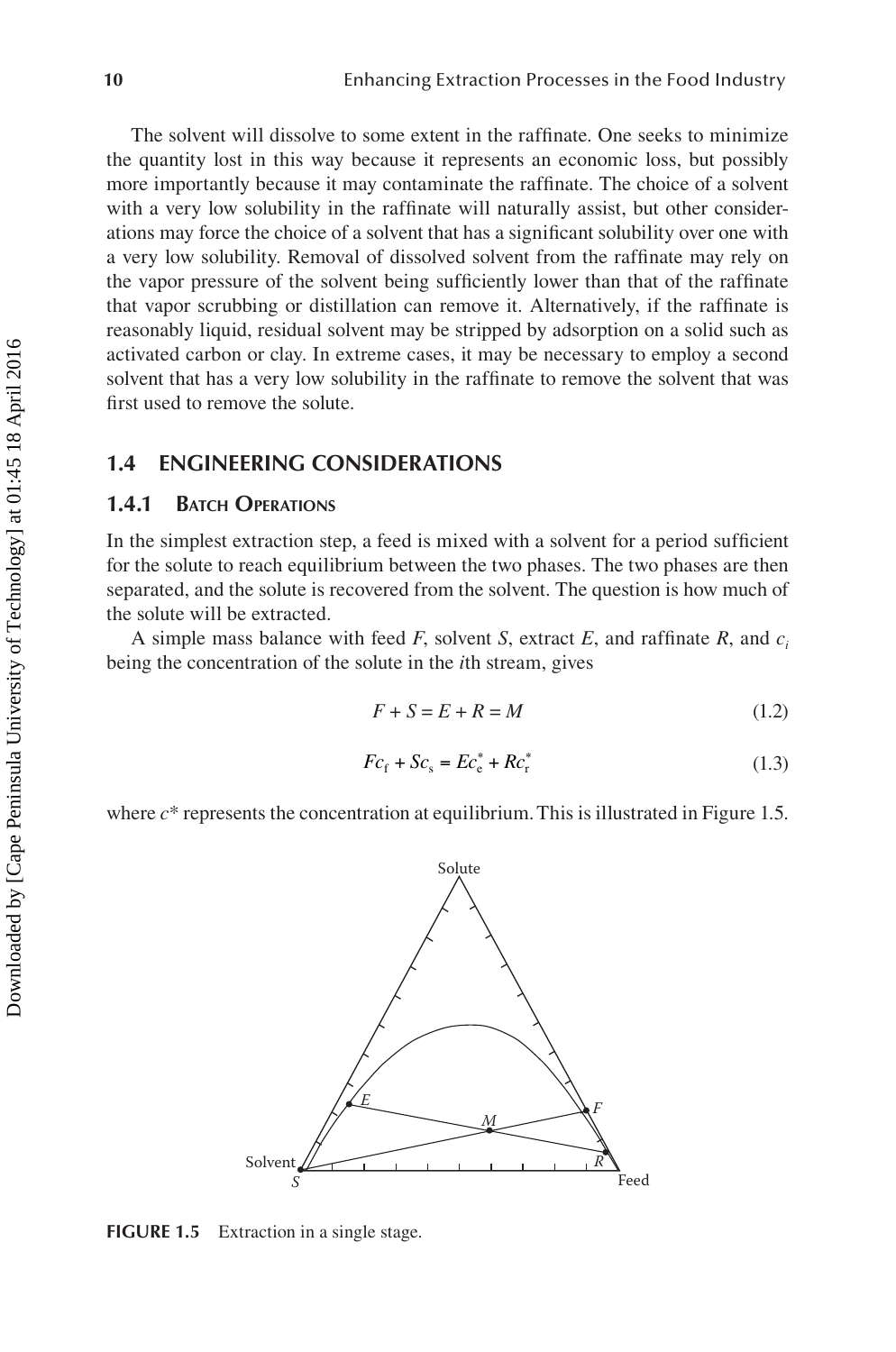The solvent will dissolve to some extent in the raffinate. One seeks to minimize the quantity lost in this way because it represents an economic loss, but possibly more importantly because it may contaminate the raffinate. The choice of a solvent with a very low solubility in the raffinate will naturally assist, but other considerations may force the choice of a solvent that has a significant solubility over one with a very low solubility. Removal of dissolved solvent from the raffinate may rely on the vapor pressure of the solvent being sufficiently lower than that of the raffinate that vapor scrubbing or distillation can remove it. Alternatively, if the raffinate is reasonably liquid, residual solvent may be stripped by adsorption on a solid such as activated carbon or clay. In extreme cases, it may be necessary to employ a second solvent that has a very low solubility in the raffinate to remove the solvent that was first used to remove the solute.

## 1.4 ENGINEERING CONSIDERATIONS

### 1.4.1 Batch Operations

In the simplest extraction step, a feed is mixed with a solvent for a period sufficient for the solute to reach equilibrium between the two phases. The two phases are then separated, and the solute is recovered from the solvent. The question is how much of the solute will be extracted.

A simple mass balance with feed $F$, solvent $S$, extract $E$, and raffinate $R$, and $c_i$ being the concentration of the solute in the $i$th stream, gives

$$F + S = E + R = M \tag{1.2}$$

$$Fc_f + Sc_s = Ec_e^* + Rc_r^* \tag{1.3}$$

where $c^*$ represents the concentration at equilibrium. This is illustrated in Figure 1.5.

**FIGURE 1.5** Extraction in a single stage.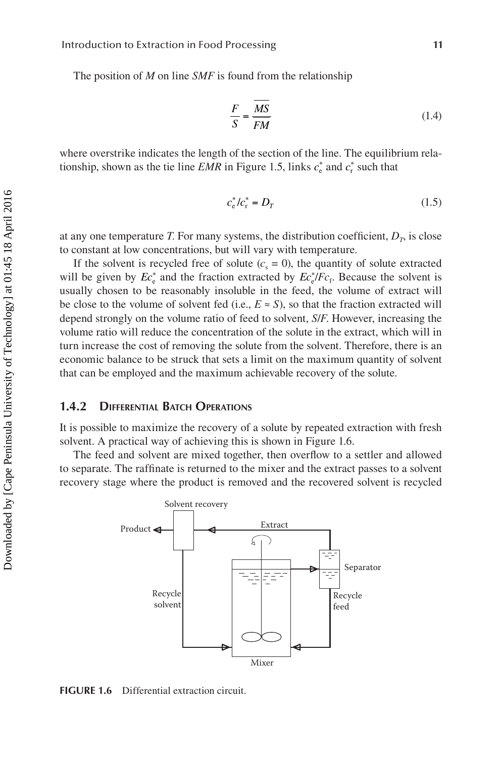The position of *M* on line *SMF* is found from the relationship

$$\frac{F}{S} = \frac{\overline{MS}}{\overline{FM}} \tag{1.4}$$

where overstrike indicates the length of the section of the line. The equilibrium relationship, shown as the tie line *EMR* in Figure 1.5, links $c_e^*$ and $c_r^*$ such that

$$c_e^*/c_r^* = D_T \tag{1.5}$$

at any one temperature *T*. For many systems, the distribution coefficient, $D_T$, is close to constant at low concentrations, but will vary with temperature.

If the solvent is recycled free of solute ($c_s = 0$), the quantity of solute extracted will be given by $Ec_e^*$ and the fraction extracted by $Ec_e^*/Fc_f$. Because the solvent is usually chosen to be reasonably insoluble in the feed, the volume of extract will be close to the volume of solvent fed (i.e., $E \approx S$), so that the fraction extracted will depend strongly on the volume ratio of feed to solvent, *S*/*F*. However, increasing the volume ratio will reduce the concentration of the solute in the extract, which will in turn increase the cost of removing the solute from the solvent. Therefore, there is an economic balance to be struck that sets a limit on the maximum quantity of solvent that can be employed and the maximum achievable recovery of the solute.

### 1.4.2 Differential Batch Operations

It is possible to maximize the recovery of a solute by repeated extraction with fresh solvent. A practical way of achieving this is shown in Figure 1.6.

The feed and solvent are mixed together, then overflow to a settler and allowed to separate. The raffinate is returned to the mixer and the extract passes to a solvent recovery stage where the product is removed and the recovered solvent is recycled

**FIGURE 1.6** Differential extraction circuit.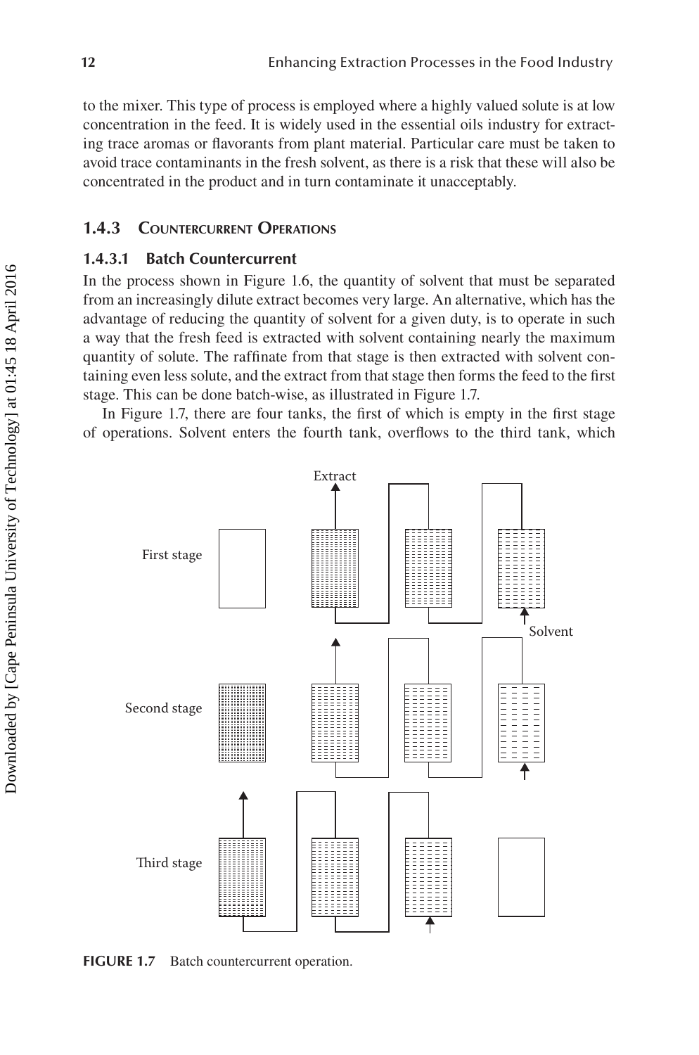to the mixer. This type of process is employed where a highly valued solute is at low concentration in the feed. It is widely used in the essential oils industry for extracting trace aromas or flavorants from plant material. Particular care must be taken to avoid trace contaminants in the fresh solvent, as there is a risk that these will also be concentrated in the product and in turn contaminate it unacceptably.

### 1.4.3 Countercurrent Operations

#### 1.4.3.1 Batch Countercurrent

In the process shown in Figure 1.6, the quantity of solvent that must be separated from an increasingly dilute extract becomes very large. An alternative, which has the advantage of reducing the quantity of solvent for a given duty, is to operate in such a way that the fresh feed is extracted with solvent containing nearly the maximum quantity of solute. The raffinate from that stage is then extracted with solvent containing even less solute, and the extract from that stage then forms the feed to the first stage. This can be done batch-wise, as illustrated in Figure 1.7.

In Figure 1.7, there are four tanks, the first of which is empty in the first stage of operations. Solvent enters the fourth tank, overflows to the third tank, which

**FIGURE 1.7** Batch countercurrent operation.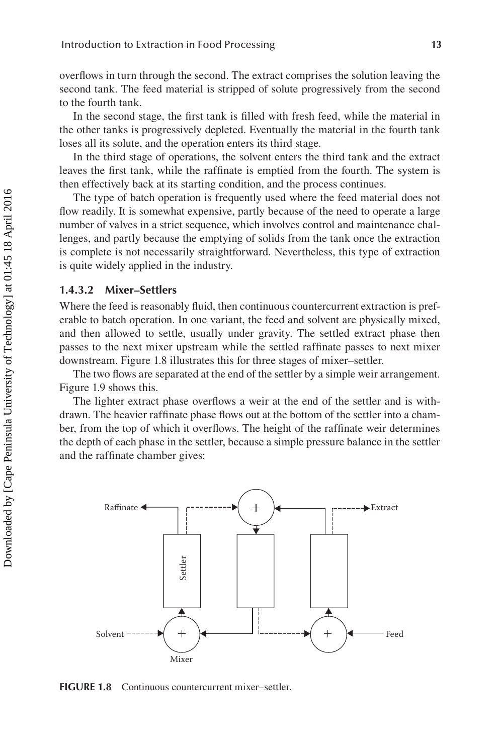overflows in turn through the second. The extract comprises the solution leaving the second tank. The feed material is stripped of solute progressively from the second to the fourth tank.

In the second stage, the first tank is filled with fresh feed, while the material in the other tanks is progressively depleted. Eventually the material in the fourth tank loses all its solute, and the operation enters its third stage.

In the third stage of operations, the solvent enters the third tank and the extract leaves the first tank, while the raffinate is emptied from the fourth. The system is then effectively back at its starting condition, and the process continues.

The type of batch operation is frequently used where the feed material does not flow readily. It is somewhat expensive, partly because of the need to operate a large number of valves in a strict sequence, which involves control and maintenance challenges, and partly because the emptying of solids from the tank once the extraction is complete is not necessarily straightforward. Nevertheless, this type of extraction is quite widely applied in the industry.

### 1.4.3.2 Mixer–Settlers

Where the feed is reasonably fluid, then continuous countercurrent extraction is preferable to batch operation. In one variant, the feed and solvent are physically mixed, and then allowed to settle, usually under gravity. The settled extract phase then passes to the next mixer upstream while the settled raffinate passes to next mixer downstream. Figure 1.8 illustrates this for three stages of mixer–settler.

The two flows are separated at the end of the settler by a simple weir arrangement. Figure 1.9 shows this.

The lighter extract phase overflows a weir at the end of the settler and is withdrawn. The heavier raffinate phase flows out at the bottom of the settler into a chamber, from the top of which it overflows. The height of the raffinate weir determines the depth of each phase in the settler, because a simple pressure balance in the settler and the raffinate chamber gives:

**FIGURE 1.8** Continuous countercurrent mixer–settler.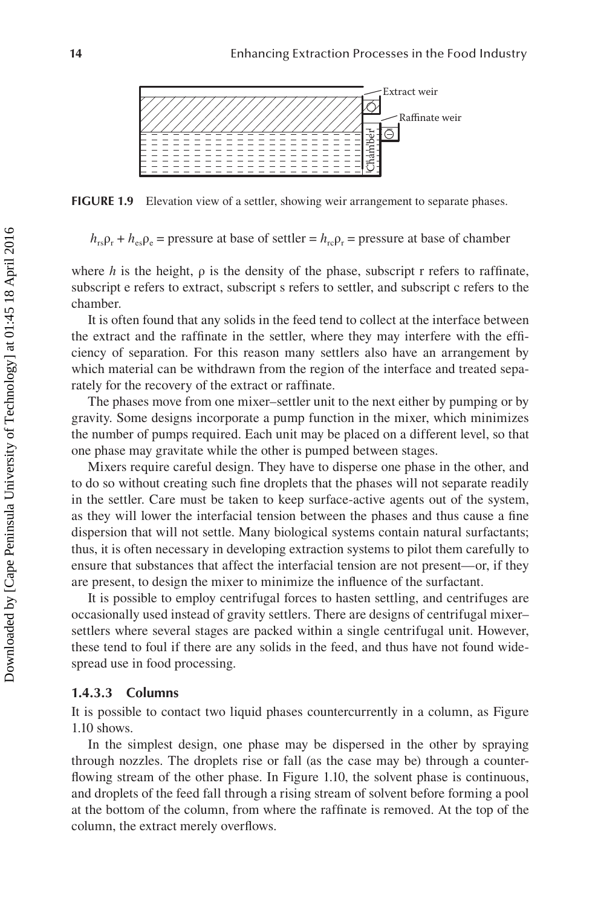FIGURE 1.9 Elevation view of a settler, showing weir arrangement to separate phases.

$$h_{rs}\rho_r + h_{es}\rho_e = \text{pressure at base of settler} = h_{rc}\rho_r = \text{pressure at base of chamber}$$

where $h$ is the height, $\rho$ is the density of the phase, subscript r refers to raffinate, subscript e refers to extract, subscript s refers to settler, and subscript c refers to the chamber.

It is often found that any solids in the feed tend to collect at the interface between the extract and the raffinate in the settler, where they may interfere with the efficiency of separation. For this reason many settlers also have an arrangement by which material can be withdrawn from the region of the interface and treated separately for the recovery of the extract or raffinate.

The phases move from one mixer–settler unit to the next either by pumping or by gravity. Some designs incorporate a pump function in the mixer, which minimizes the number of pumps required. Each unit may be placed on a different level, so that one phase may gravitate while the other is pumped between stages.

Mixers require careful design. They have to disperse one phase in the other, and to do so without creating such fine droplets that the phases will not separate readily in the settler. Care must be taken to keep surface-active agents out of the system, as they will lower the interfacial tension between the phases and thus cause a fine dispersion that will not settle. Many biological systems contain natural surfactants; thus, it is often necessary in developing extraction systems to pilot them carefully to ensure that substances that affect the interfacial tension are not present—or, if they are present, to design the mixer to minimize the influence of the surfactant.

It is possible to employ centrifugal forces to hasten settling, and centrifuges are occasionally used instead of gravity settlers. There are designs of centrifugal mixer–settlers where several stages are packed within a single centrifugal unit. However, these tend to foul if there are any solids in the feed, and thus have not found widespread use in food processing.

### 1.4.3.3 Columns

It is possible to contact two liquid phases countercurrently in a column, as Figure 1.10 shows.

In the simplest design, one phase may be dispersed in the other by spraying through nozzles. The droplets rise or fall (as the case may be) through a counterflowing stream of the other phase. In Figure 1.10, the solvent phase is continuous, and droplets of the feed fall through a rising stream of solvent before forming a pool at the bottom of the column, from where the raffinate is removed. At the top of the column, the extract merely overflows.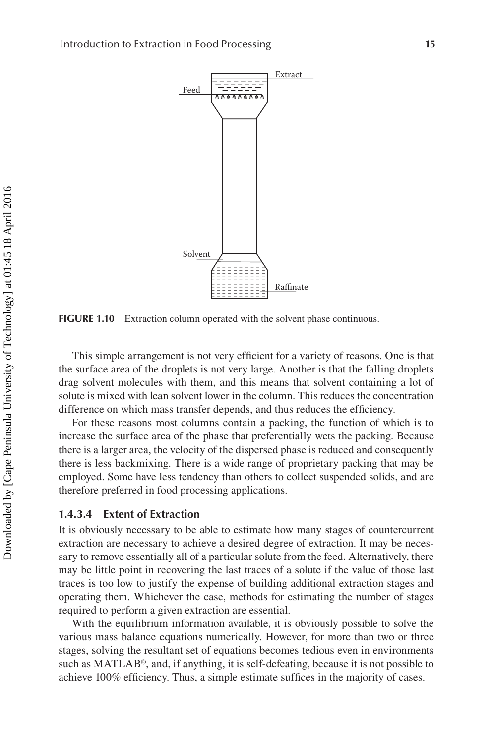Extract

Feed

Solvent

Raffinate

**FIGURE 1.10** Extraction column operated with the solvent phase continuous.

This simple arrangement is not very efficient for a variety of reasons. One is that the surface area of the droplets is not very large. Another is that the falling droplets drag solvent molecules with them, and this means that solvent containing a lot of solute is mixed with lean solvent lower in the column. This reduces the concentration difference on which mass transfer depends, and thus reduces the efficiency.

For these reasons most columns contain a packing, the function of which is to increase the surface area of the phase that preferentially wets the packing. Because there is a larger area, the velocity of the dispersed phase is reduced and consequently there is less backmixing. There is a wide range of proprietary packing that may be employed. Some have less tendency than others to collect suspended solids, and are therefore preferred in food processing applications.

#### 1.4.3.4 Extent of Extraction

It is obviously necessary to be able to estimate how many stages of countercurrent extraction are necessary to achieve a desired degree of extraction. It may be necessary to remove essentially all of a particular solute from the feed. Alternatively, there may be little point in recovering the last traces of a solute if the value of those last traces is too low to justify the expense of building additional extraction stages and operating them. Whichever the case, methods for estimating the number of stages required to perform a given extraction are essential.

With the equilibrium information available, it is obviously possible to solve the various mass balance equations numerically. However, for more than two or three stages, solving the resultant set of equations becomes tedious even in environments such as MATLAB®, and, if anything, it is self-defeating, because it is not possible to achieve 100% efficiency. Thus, a simple estimate suffices in the majority of cases.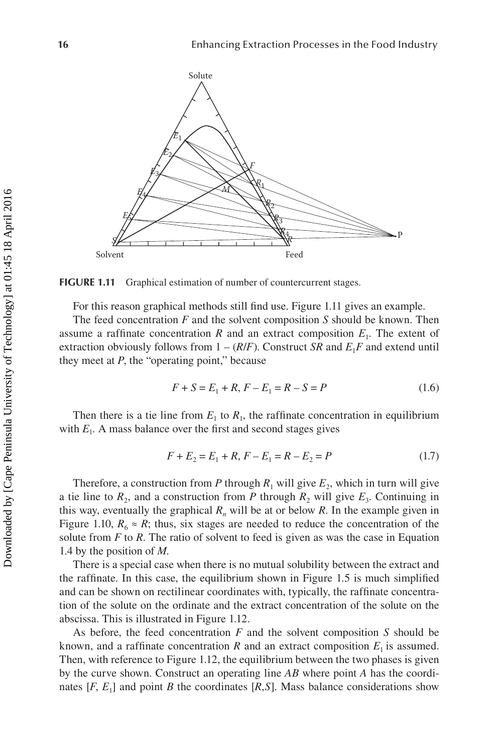FIGURE 1.11 Graphical estimation of number of countercurrent stages.

For this reason graphical methods still find use. Figure 1.11 gives an example.

The feed concentration $F$ and the solvent composition $S$ should be known. Then assume a raffinate concentration $R$ and an extract composition $E_1$. The extent of extraction obviously follows from $1 - (R/F)$. Construct $SR$ and $E_1F$ and extend until they meet at $P$, the "operating point," because

$$F + S = E_1 + R,\ F - E_1 = R - S = P \tag{1.6}$$

Then there is a tie line from $E_1$ to $R_1$, the raffinate concentration in equilibrium with $E_1$. A mass balance over the first and second stages gives

$$F + E_2 = E_1 + R,\ F - E_1 = R - E_2 = P \tag{1.7}$$

Therefore, a construction from $P$ through $R_1$ will give $E_2$, which in turn will give a tie line to $R_2$, and a construction from $P$ through $R_2$ will give $E_3$. Continuing in this way, eventually the graphical $R_n$ will be at or below $R$. In the example given in Figure 1.10, $R_6 \approx R$; thus, six stages are needed to reduce the concentration of the solute from $F$ to $R$. The ratio of solvent to feed is given as was the case in Equation 1.4 by the position of $M$.

There is a special case when there is no mutual solubility between the extract and the raffinate. In this case, the equilibrium shown in Figure 1.5 is much simplified and can be shown on rectilinear coordinates with, typically, the raffinate concentration of the solute on the ordinate and the extract concentration of the solute on the abscissa. This is illustrated in Figure 1.12.

As before, the feed concentration $F$ and the solvent composition $S$ should be known, and a raffinate concentration $R$ and an extract composition $E_1$ is assumed. Then, with reference to Figure 1.12, the equilibrium between the two phases is given by the curve shown. Construct an operating line $AB$ where point $A$ has the coordinates $[F, E_1]$ and point $B$ the coordinates $[R,S]$. Mass balance considerations show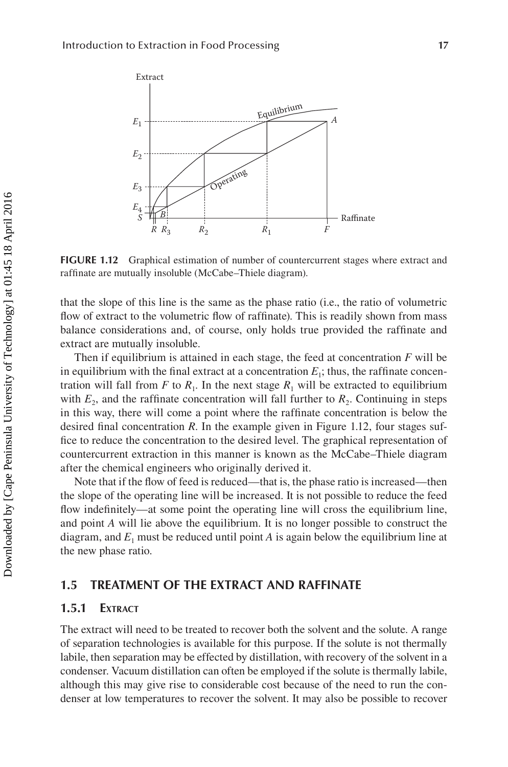**FIGURE 1.12** Graphical estimation of number of countercurrent stages where extract and raffinate are mutually insoluble (McCabe–Thiele diagram).

that the slope of this line is the same as the phase ratio (i.e., the ratio of volumetric flow of extract to the volumetric flow of raffinate). This is readily shown from mass balance considerations and, of course, only holds true provided the raffinate and extract are mutually insoluble.

Then if equilibrium is attained in each stage, the feed at concentration $F$ will be in equilibrium with the final extract at a concentration $E_1$; thus, the raffinate concentration will fall from $F$ to $R_1$. In the next stage $R_1$ will be extracted to equilibrium with $E_2$, and the raffinate concentration will fall further to $R_2$. Continuing in steps in this way, there will come a point where the raffinate concentration is below the desired final concentration $R$. In the example given in Figure 1.12, four stages suffice to reduce the concentration to the desired level. The graphical representation of countercurrent extraction in this manner is known as the McCabe–Thiele diagram after the chemical engineers who originally derived it.

Note that if the flow of feed is reduced—that is, the phase ratio is increased—then the slope of the operating line will be increased. It is not possible to reduce the feed flow indefinitely—at some point the operating line will cross the equilibrium line, and point $A$ will lie above the equilibrium. It is no longer possible to construct the diagram, and $E_1$ must be reduced until point $A$ is again below the equilibrium line at the new phase ratio.

## 1.5 TREATMENT OF THE EXTRACT AND RAFFINATE

### 1.5.1 Extract

The extract will need to be treated to recover both the solvent and the solute. A range of separation technologies is available for this purpose. If the solute is not thermally labile, then separation may be effected by distillation, with recovery of the solvent in a condenser. Vacuum distillation can often be employed if the solute is thermally labile, although this may give rise to considerable cost because of the need to run the condenser at low temperatures to recover the solvent. It may also be possible to recover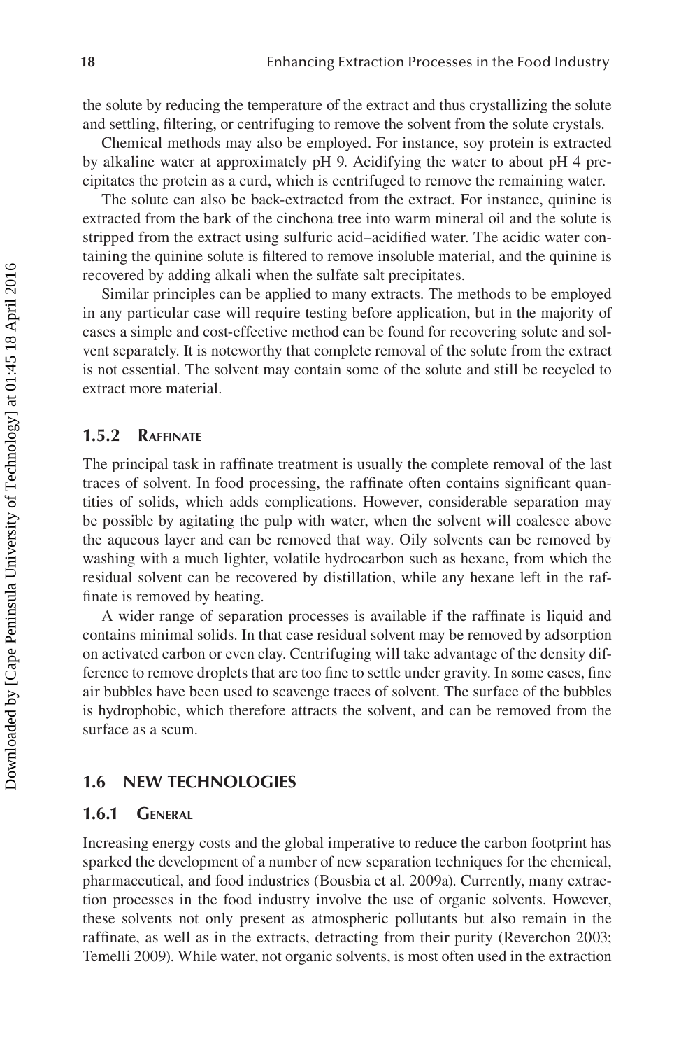the solute by reducing the temperature of the extract and thus crystallizing the solute and settling, filtering, or centrifuging to remove the solvent from the solute crystals.

Chemical methods may also be employed. For instance, soy protein is extracted by alkaline water at approximately pH 9. Acidifying the water to about pH 4 precipitates the protein as a curd, which is centrifuged to remove the remaining water.

The solute can also be back-extracted from the extract. For instance, quinine is extracted from the bark of the cinchona tree into warm mineral oil and the solute is stripped from the extract using sulfuric acid–acidified water. The acidic water containing the quinine solute is filtered to remove insoluble material, and the quinine is recovered by adding alkali when the sulfate salt precipitates.

Similar principles can be applied to many extracts. The methods to be employed in any particular case will require testing before application, but in the majority of cases a simple and cost-effective method can be found for recovering solute and solvent separately. It is noteworthy that complete removal of the solute from the extract is not essential. The solvent may contain some of the solute and still be recycled to extract more material.

### 1.5.2 Raffinate

The principal task in raffinate treatment is usually the complete removal of the last traces of solvent. In food processing, the raffinate often contains significant quantities of solids, which adds complications. However, considerable separation may be possible by agitating the pulp with water, when the solvent will coalesce above the aqueous layer and can be removed that way. Oily solvents can be removed by washing with a much lighter, volatile hydrocarbon such as hexane, from which the residual solvent can be recovered by distillation, while any hexane left in the raffinate is removed by heating.

A wider range of separation processes is available if the raffinate is liquid and contains minimal solids. In that case residual solvent may be removed by adsorption on activated carbon or even clay. Centrifuging will take advantage of the density difference to remove droplets that are too fine to settle under gravity. In some cases, fine air bubbles have been used to scavenge traces of solvent. The surface of the bubbles is hydrophobic, which therefore attracts the solvent, and can be removed from the surface as a scum.

## 1.6 NEW TECHNOLOGIES

### 1.6.1 General

Increasing energy costs and the global imperative to reduce the carbon footprint has sparked the development of a number of new separation techniques for the chemical, pharmaceutical, and food industries (Bousbia et al. 2009a). Currently, many extraction processes in the food industry involve the use of organic solvents. However, these solvents not only present as atmospheric pollutants but also remain in the raffinate, as well as in the extracts, detracting from their purity (Reverchon 2003; Temelli 2009). While water, not organic solvents, is most often used in the extraction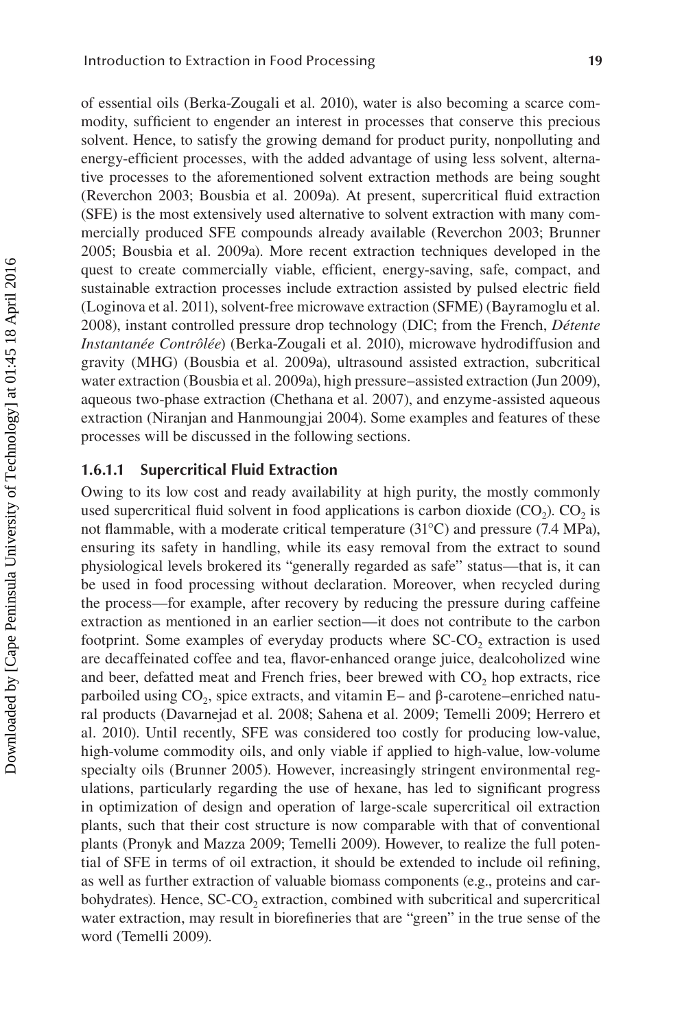of essential oils (Berka-Zougali et al. 2010), water is also becoming a scarce commodity, sufficient to engender an interest in processes that conserve this precious solvent. Hence, to satisfy the growing demand for product purity, nonpolluting and energy-efficient processes, with the added advantage of using less solvent, alternative processes to the aforementioned solvent extraction methods are being sought (Reverchon 2003; Bousbia et al. 2009a). At present, supercritical fluid extraction (SFE) is the most extensively used alternative to solvent extraction with many commercially produced SFE compounds already available (Reverchon 2003; Brunner 2005; Bousbia et al. 2009a). More recent extraction techniques developed in the quest to create commercially viable, efficient, energy-saving, safe, compact, and sustainable extraction processes include extraction assisted by pulsed electric field (Loginova et al. 2011), solvent-free microwave extraction (SFME) (Bayramoglu et al. 2008), instant controlled pressure drop technology (DIC; from the French, *Détente Instantanée Contrôlée*) (Berka-Zougali et al. 2010), microwave hydrodiffusion and gravity (MHG) (Bousbia et al. 2009a), ultrasound assisted extraction, subcritical water extraction (Bousbia et al. 2009a), high pressure–assisted extraction (Jun 2009), aqueous two-phase extraction (Chethana et al. 2007), and enzyme-assisted aqueous extraction (Niranjan and Hanmoungjai 2004). Some examples and features of these processes will be discussed in the following sections.

#### 1.6.1.1 Supercritical Fluid Extraction

Owing to its low cost and ready availability at high purity, the mostly commonly used supercritical fluid solvent in food applications is carbon dioxide ($CO_2$). $CO_2$ is not flammable, with a moderate critical temperature (31°C) and pressure (7.4 MPa), ensuring its safety in handling, while its easy removal from the extract to sound physiological levels brokered its "generally regarded as safe" status—that is, it can be used in food processing without declaration. Moreover, when recycled during the process—for example, after recovery by reducing the pressure during caffeine extraction as mentioned in an earlier section—it does not contribute to the carbon footprint. Some examples of everyday products where SC-$CO_2$ extraction is used are decaffeinated coffee and tea, flavor-enhanced orange juice, dealcoholized wine and beer, defatted meat and French fries, beer brewed with $CO_2$ hop extracts, rice parboiled using $CO_2$, spice extracts, and vitamin E– and β-carotene–enriched natural products (Davarnejad et al. 2008; Sahena et al. 2009; Temelli 2009; Herrero et al. 2010). Until recently, SFE was considered too costly for producing low-value, high-volume commodity oils, and only viable if applied to high-value, low-volume specialty oils (Brunner 2005). However, increasingly stringent environmental regulations, particularly regarding the use of hexane, has led to significant progress in optimization of design and operation of large-scale supercritical oil extraction plants, such that their cost structure is now comparable with that of conventional plants (Pronyk and Mazza 2009; Temelli 2009). However, to realize the full potential of SFE in terms of oil extraction, it should be extended to include oil refining, as well as further extraction of valuable biomass components (e.g., proteins and carbohydrates). Hence, SC-$CO_2$ extraction, combined with subcritical and supercritical water extraction, may result in biorefineries that are "green" in the true sense of the word (Temelli 2009).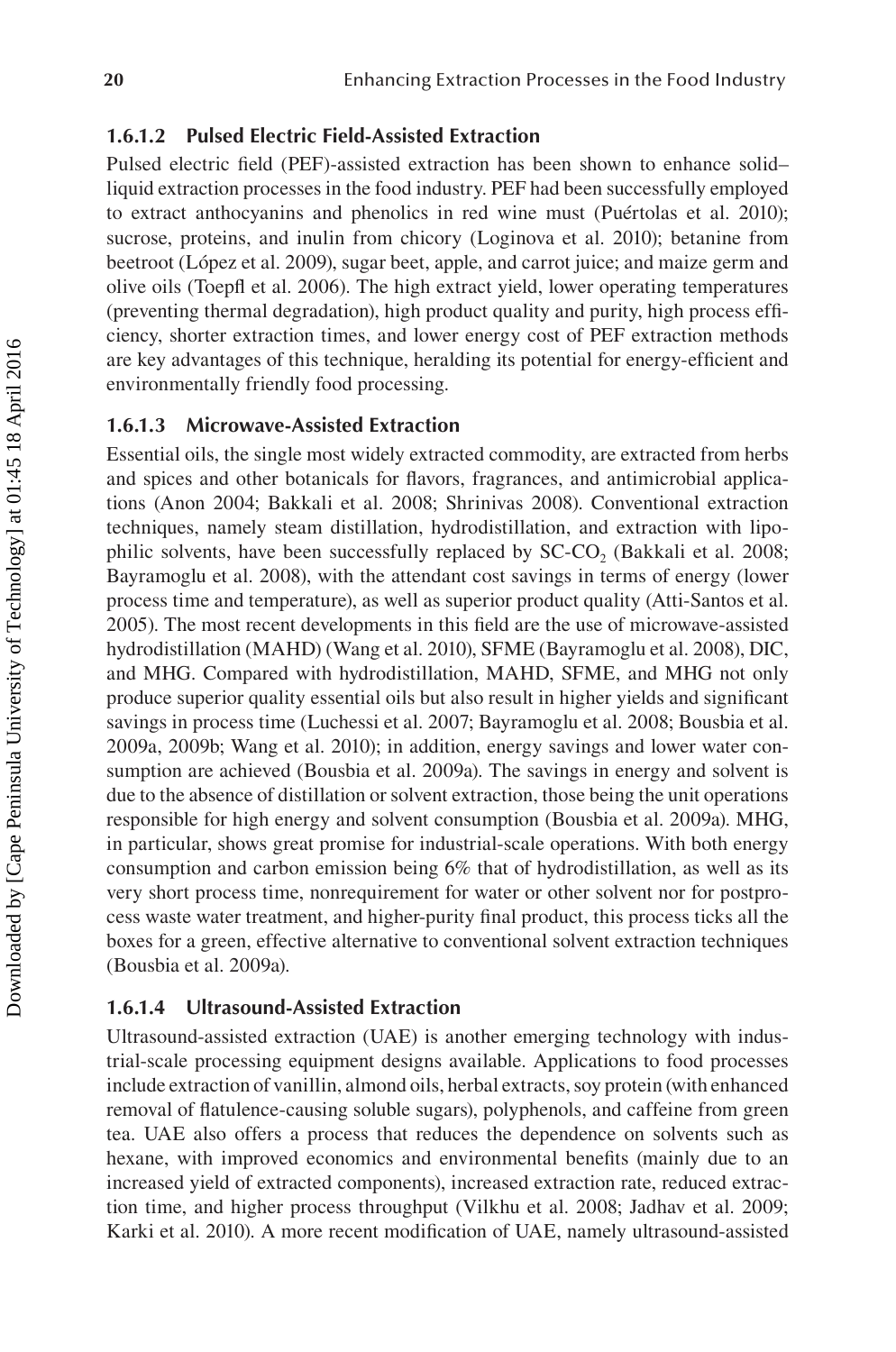#### 1.6.1.2 Pulsed Electric Field-Assisted Extraction

Pulsed electric field (PEF)-assisted extraction has been shown to enhance solid–liquid extraction processes in the food industry. PEF had been successfully employed to extract anthocyanins and phenolics in red wine must (Puértolas et al. 2010); sucrose, proteins, and inulin from chicory (Loginova et al. 2010); betanine from beetroot (López et al. 2009), sugar beet, apple, and carrot juice; and maize germ and olive oils (Toepfl et al. 2006). The high extract yield, lower operating temperatures (preventing thermal degradation), high product quality and purity, high process efficiency, shorter extraction times, and lower energy cost of PEF extraction methods are key advantages of this technique, heralding its potential for energy-efficient and environmentally friendly food processing.

#### 1.6.1.3 Microwave-Assisted Extraction

Essential oils, the single most widely extracted commodity, are extracted from herbs and spices and other botanicals for flavors, fragrances, and antimicrobial applications (Anon 2004; Bakkali et al. 2008; Shrinivas 2008). Conventional extraction techniques, namely steam distillation, hydrodistillation, and extraction with lipophilic solvents, have been successfully replaced by SC-$CO_2$ (Bakkali et al. 2008; Bayramoglu et al. 2008), with the attendant cost savings in terms of energy (lower process time and temperature), as well as superior product quality (Atti-Santos et al. 2005). The most recent developments in this field are the use of microwave-assisted hydrodistillation (MAHD) (Wang et al. 2010), SFME (Bayramoglu et al. 2008), DIC, and MHG. Compared with hydrodistillation, MAHD, SFME, and MHG not only produce superior quality essential oils but also result in higher yields and significant savings in process time (Luchessi et al. 2007; Bayramoglu et al. 2008; Bousbia et al. 2009a, 2009b; Wang et al. 2010); in addition, energy savings and lower water consumption are achieved (Bousbia et al. 2009a). The savings in energy and solvent is due to the absence of distillation or solvent extraction, those being the unit operations responsible for high energy and solvent consumption (Bousbia et al. 2009a). MHG, in particular, shows great promise for industrial-scale operations. With both energy consumption and carbon emission being 6% that of hydrodistillation, as well as its very short process time, nonrequirement for water or other solvent nor for postprocess waste water treatment, and higher-purity final product, this process ticks all the boxes for a green, effective alternative to conventional solvent extraction techniques (Bousbia et al. 2009a).

#### 1.6.1.4 Ultrasound-Assisted Extraction

Ultrasound-assisted extraction (UAE) is another emerging technology with industrial-scale processing equipment designs available. Applications to food processes include extraction of vanillin, almond oils, herbal extracts, soy protein (with enhanced removal of flatulence-causing soluble sugars), polyphenols, and caffeine from green tea. UAE also offers a process that reduces the dependence on solvents such as hexane, with improved economics and environmental benefits (mainly due to an increased yield of extracted components), increased extraction rate, reduced extraction time, and higher process throughput (Vilkhu et al. 2008; Jadhav et al. 2009; Karki et al. 2010). A more recent modification of UAE, namely ultrasound-assisted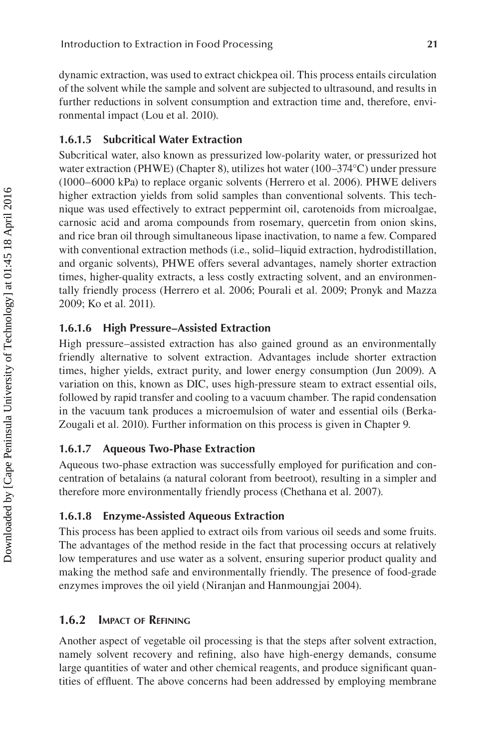dynamic extraction, was used to extract chickpea oil. This process entails circulation of the solvent while the sample and solvent are subjected to ultrasound, and results in further reductions in solvent consumption and extraction time and, therefore, environmental impact (Lou et al. 2010).

#### 1.6.1.5 Subcritical Water Extraction

Subcritical water, also known as pressurized low-polarity water, or pressurized hot water extraction (PHWE) (Chapter 8), utilizes hot water (100–374°C) under pressure (1000–6000 kPa) to replace organic solvents (Herrero et al. 2006). PHWE delivers higher extraction yields from solid samples than conventional solvents. This technique was used effectively to extract peppermint oil, carotenoids from microalgae, carnosic acid and aroma compounds from rosemary, quercetin from onion skins, and rice bran oil through simultaneous lipase inactivation, to name a few. Compared with conventional extraction methods (i.e., solid–liquid extraction, hydrodistillation, and organic solvents), PHWE offers several advantages, namely shorter extraction times, higher-quality extracts, a less costly extracting solvent, and an environmentally friendly process (Herrero et al. 2006; Pourali et al. 2009; Pronyk and Mazza 2009; Ko et al. 2011).

#### 1.6.1.6 High Pressure–Assisted Extraction

High pressure–assisted extraction has also gained ground as an environmentally friendly alternative to solvent extraction. Advantages include shorter extraction times, higher yields, extract purity, and lower energy consumption (Jun 2009). A variation on this, known as DIC, uses high-pressure steam to extract essential oils, followed by rapid transfer and cooling to a vacuum chamber. The rapid condensation in the vacuum tank produces a microemulsion of water and essential oils (Berka-Zougali et al. 2010). Further information on this process is given in Chapter 9.

#### 1.6.1.7 Aqueous Two-Phase Extraction

Aqueous two-phase extraction was successfully employed for purification and concentration of betalains (a natural colorant from beetroot), resulting in a simpler and therefore more environmentally friendly process (Chethana et al. 2007).

#### 1.6.1.8 Enzyme-Assisted Aqueous Extraction

This process has been applied to extract oils from various oil seeds and some fruits. The advantages of the method reside in the fact that processing occurs at relatively low temperatures and use water as a solvent, ensuring superior product quality and making the method safe and environmentally friendly. The presence of food-grade enzymes improves the oil yield (Niranjan and Hanmoungjai 2004).

### 1.6.2 Impact of Refining

Another aspect of vegetable oil processing is that the steps after solvent extraction, namely solvent recovery and refining, also have high-energy demands, consume large quantities of water and other chemical reagents, and produce significant quantities of effluent. The above concerns had been addressed by employing membrane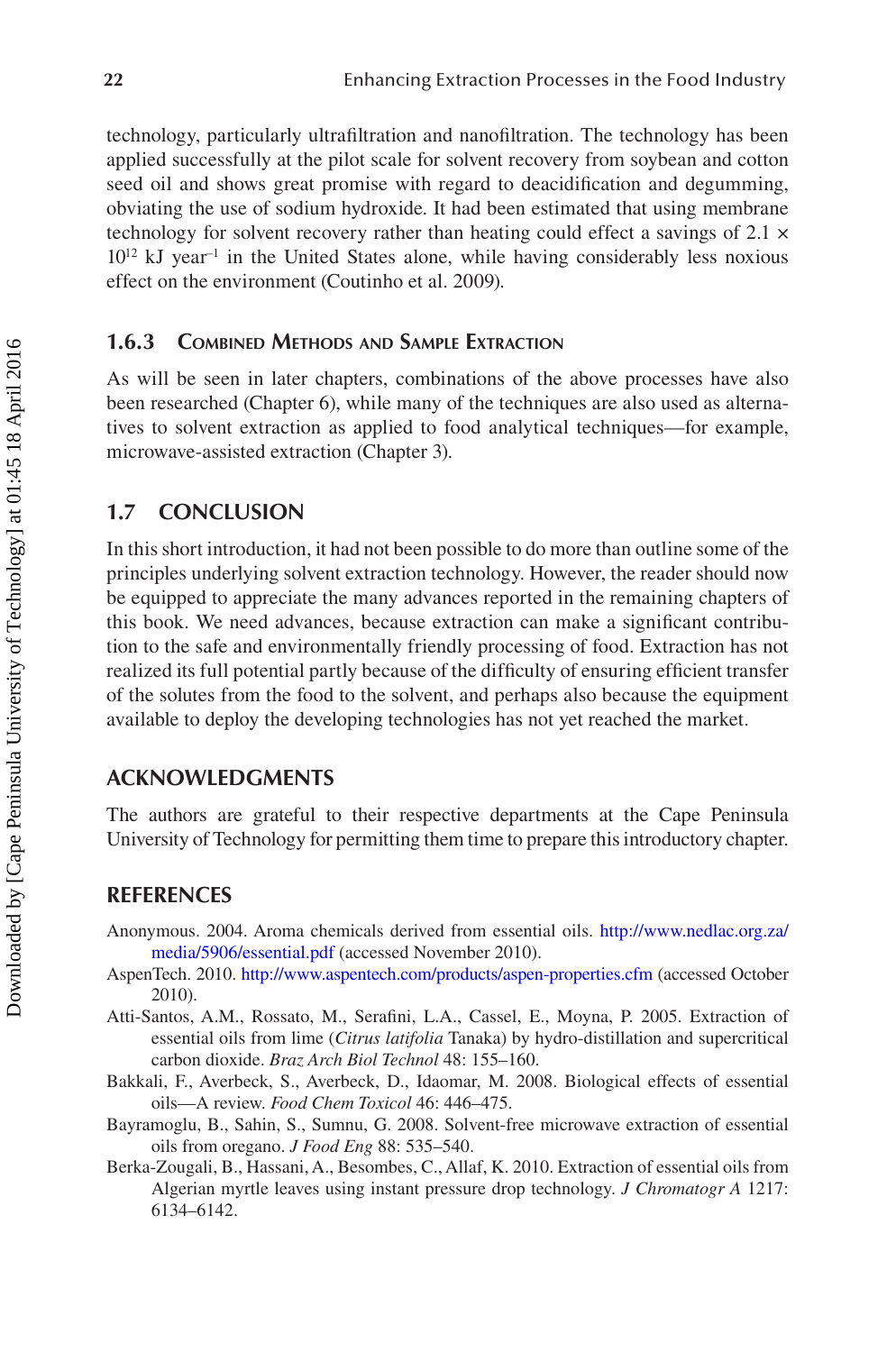technology, particularly ultrafiltration and nanofiltration. The technology has been applied successfully at the pilot scale for solvent recovery from soybean and cotton seed oil and shows great promise with regard to deacidification and degumming, obviating the use of sodium hydroxide. It had been estimated that using membrane technology for solvent recovery rather than heating could effect a savings of $2.1 \times 10^{12}$ kJ year$^{-1}$ in the United States alone, while having considerably less noxious effect on the environment (Coutinho et al. 2009).

### 1.6.3 Combined Methods and Sample Extraction

As will be seen in later chapters, combinations of the above processes have also been researched (Chapter 6), while many of the techniques are also used as alternatives to solvent extraction as applied to food analytical techniques—for example, microwave-assisted extraction (Chapter 3).

## 1.7 CONCLUSION

In this short introduction, it had not been possible to do more than outline some of the principles underlying solvent extraction technology. However, the reader should now be equipped to appreciate the many advances reported in the remaining chapters of this book. We need advances, because extraction can make a significant contribution to the safe and environmentally friendly processing of food. Extraction has not realized its full potential partly because of the difficulty of ensuring efficient transfer of the solutes from the food to the solvent, and perhaps also because the equipment available to deploy the developing technologies has not yet reached the market.

## ACKNOWLEDGMENTS

The authors are grateful to their respective departments at the Cape Peninsula University of Technology for permitting them time to prepare this introductory chapter.

## REFERENCES

Anonymous. 2004. Aroma chemicals derived from essential oils. http://www.nedlac.org.za/media/5906/essential.pdf (accessed November 2010).

AspenTech. 2010. http://www.aspentech.com/products/aspen-properties.cfm (accessed October 2010).

Atti-Santos, A.M., Rossato, M., Serafini, L.A., Cassel, E., Moyna, P. 2005. Extraction of essential oils from lime (*Citrus latifolia* Tanaka) by hydro-distillation and supercritical carbon dioxide. *Braz Arch Biol Technol* 48: 155–160.

Bakkali, F., Averbeck, S., Averbeck, D., Idaomar, M. 2008. Biological effects of essential oils—A review. *Food Chem Toxicol* 46: 446–475.

Bayramoglu, B., Sahin, S., Sumnu, G. 2008. Solvent-free microwave extraction of essential oils from oregano. *J Food Eng* 88: 535–540.

Berka-Zougali, B., Hassani, A., Besombes, C., Allaf, K. 2010. Extraction of essential oils from Algerian myrtle leaves using instant pressure drop technology. *J Chromatogr A* 1217: 6134–6142.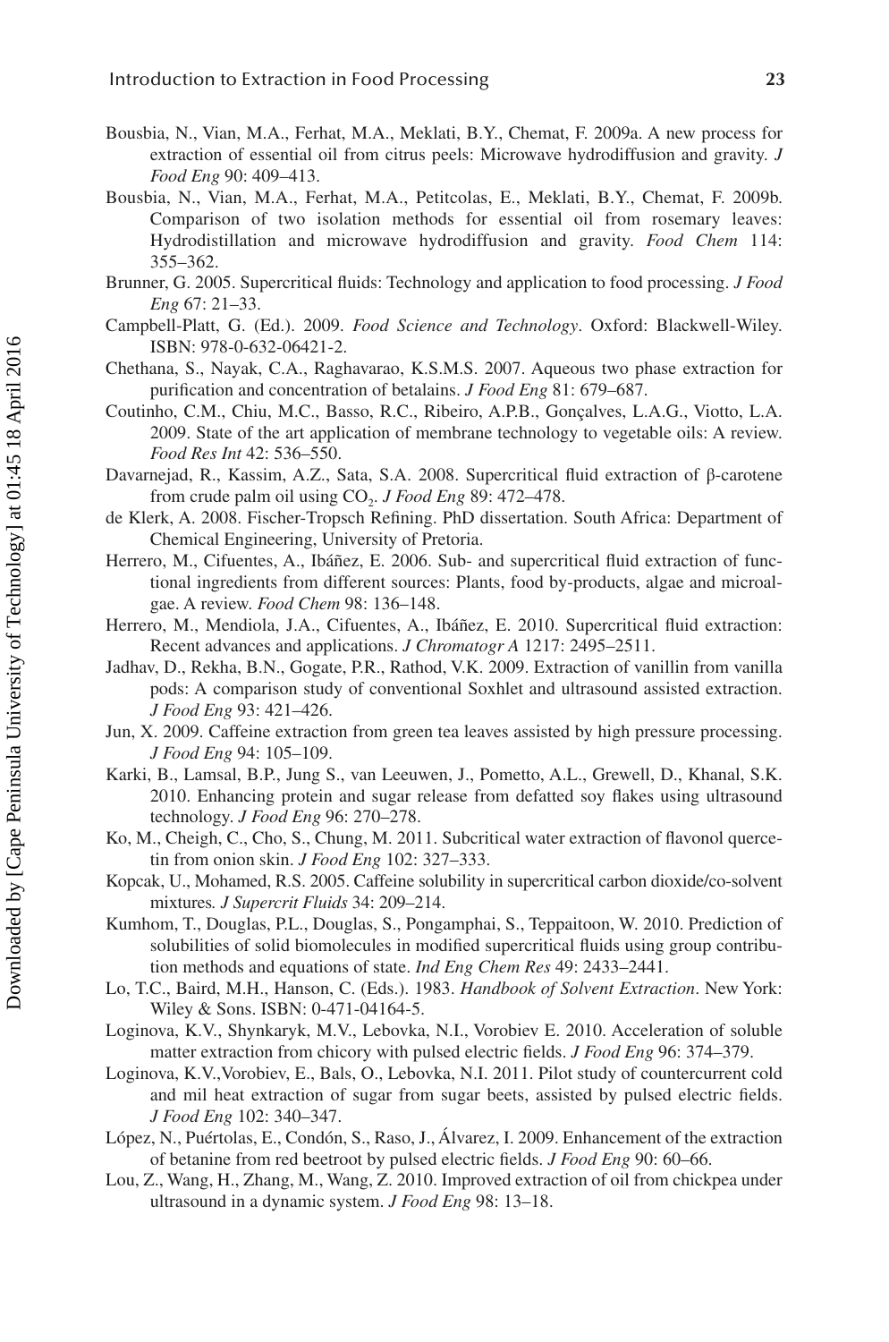Bousbia, N., Vian, M.A., Ferhat, M.A., Meklati, B.Y., Chemat, F. 2009a. A new process for extraction of essential oil from citrus peels: Microwave hydrodiffusion and gravity. *J Food Eng* 90: 409–413.

Bousbia, N., Vian, M.A., Ferhat, M.A., Petitcolas, E., Meklati, B.Y., Chemat, F. 2009b. Comparison of two isolation methods for essential oil from rosemary leaves: Hydrodistillation and microwave hydrodiffusion and gravity. *Food Chem* 114: 355–362.

Brunner, G. 2005. Supercritical fluids: Technology and application to food processing. *J Food Eng* 67: 21–33.

Campbell-Platt, G. (Ed.). 2009. *Food Science and Technology*. Oxford: Blackwell-Wiley. ISBN: 978-0-632-06421-2.

Chethana, S., Nayak, C.A., Raghavarao, K.S.M.S. 2007. Aqueous two phase extraction for purification and concentration of betalains. *J Food Eng* 81: 679–687.

Coutinho, C.M., Chiu, M.C., Basso, R.C., Ribeiro, A.P.B., Gonçalves, L.A.G., Viotto, L.A. 2009. State of the art application of membrane technology to vegetable oils: A review. *Food Res Int* 42: 536–550.

Davarnejad, R., Kassim, A.Z., Sata, S.A. 2008. Supercritical fluid extraction of β-carotene from crude palm oil using $CO_2$. *J Food Eng* 89: 472–478.

de Klerk, A. 2008. Fischer-Tropsch Refining. PhD dissertation. South Africa: Department of Chemical Engineering, University of Pretoria.

Herrero, M., Cifuentes, A., Ibáñez, E. 2006. Sub- and supercritical fluid extraction of functional ingredients from different sources: Plants, food by-products, algae and microalgae. A review. *Food Chem* 98: 136–148.

Herrero, M., Mendiola, J.A., Cifuentes, A., Ibáñez, E. 2010. Supercritical fluid extraction: Recent advances and applications. *J Chromatogr A* 1217: 2495–2511.

Jadhav, D., Rekha, B.N., Gogate, P.R., Rathod, V.K. 2009. Extraction of vanillin from vanilla pods: A comparison study of conventional Soxhlet and ultrasound assisted extraction. *J Food Eng* 93: 421–426.

Jun, X. 2009. Caffeine extraction from green tea leaves assisted by high pressure processing. *J Food Eng* 94: 105–109.

Karki, B., Lamsal, B.P., Jung S., van Leeuwen, J., Pometto, A.L., Grewell, D., Khanal, S.K. 2010. Enhancing protein and sugar release from defatted soy flakes using ultrasound technology. *J Food Eng* 96: 270–278.

Ko, M., Cheigh, C., Cho, S., Chung, M. 2011. Subcritical water extraction of flavonol quercetin from onion skin. *J Food Eng* 102: 327–333.

Kopcak, U., Mohamed, R.S. 2005. Caffeine solubility in supercritical carbon dioxide/co-solvent mixtures. *J Supercrit Fluids* 34: 209–214.

Kumhom, T., Douglas, P.L., Douglas, S., Pongamphai, S., Teppaitoon, W. 2010. Prediction of solubilities of solid biomolecules in modified supercritical fluids using group contribution methods and equations of state. *Ind Eng Chem Res* 49: 2433–2441.

Lo, T.C., Baird, M.H., Hanson, C. (Eds.). 1983. *Handbook of Solvent Extraction*. New York: Wiley & Sons. ISBN: 0-471-04164-5.

Loginova, K.V., Shynkaryk, M.V., Lebovka, N.I., Vorobiev E. 2010. Acceleration of soluble matter extraction from chicory with pulsed electric fields. *J Food Eng* 96: 374–379.

Loginova, K.V., Vorobiev, E., Bals, O., Lebovka, N.I. 2011. Pilot study of countercurrent cold and mil heat extraction of sugar from sugar beets, assisted by pulsed electric fields. *J Food Eng* 102: 340–347.

López, N., Puértolas, E., Condón, S., Raso, J., Álvarez, I. 2009. Enhancement of the extraction of betanine from red beetroot by pulsed electric fields. *J Food Eng* 90: 60–66.

Lou, Z., Wang, H., Zhang, M., Wang, Z. 2010. Improved extraction of oil from chickpea under ultrasound in a dynamic system. *J Food Eng* 98: 13–18.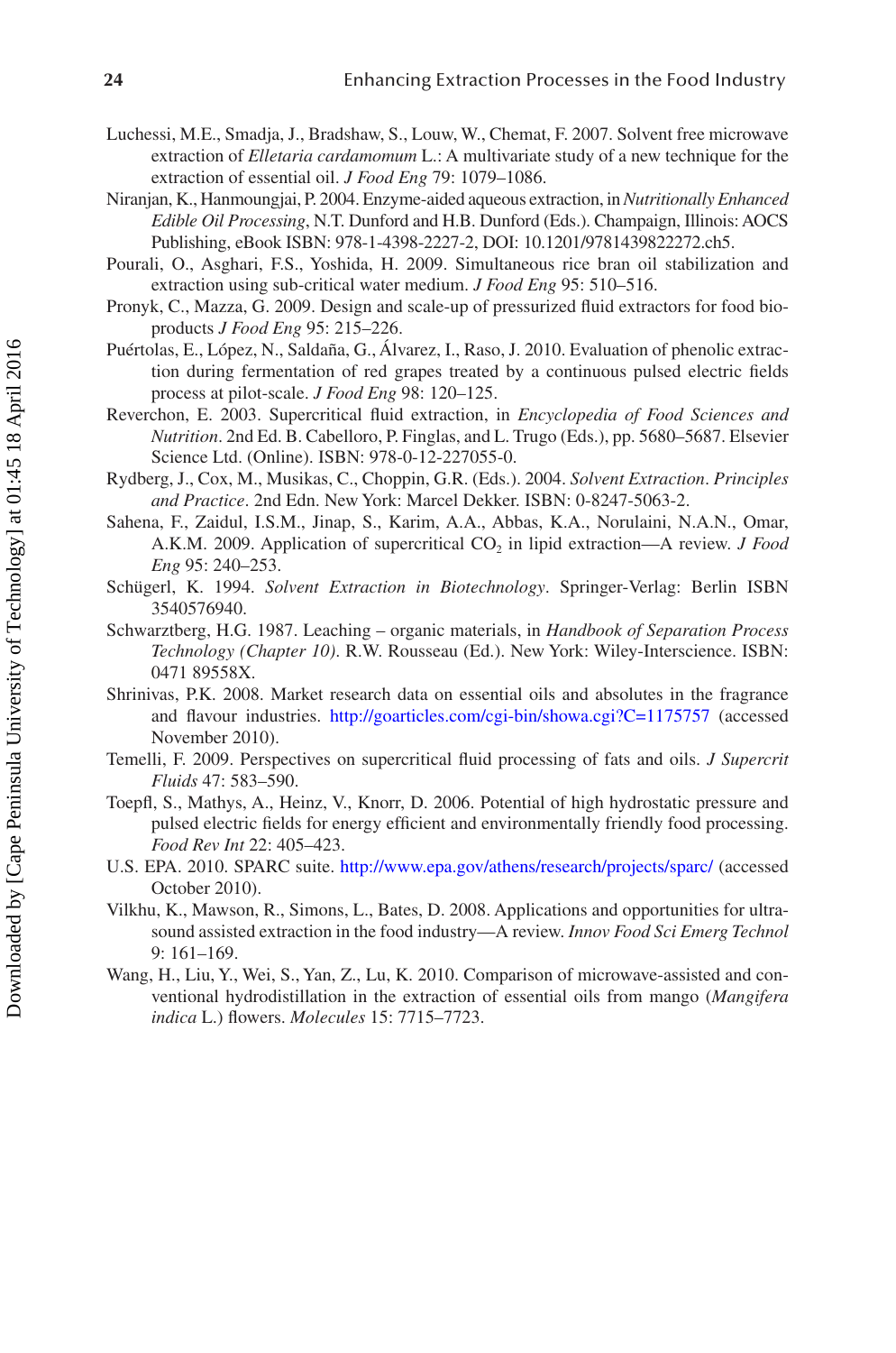Luchessi, M.E., Smadja, J., Bradshaw, S., Louw, W., Chemat, F. 2007. Solvent free microwave extraction of *Elletaria cardamomum* L.: A multivariate study of a new technique for the extraction of essential oil. *J Food Eng* 79: 1079–1086.

Niranjan, K., Hanmoungjai, P. 2004. Enzyme-aided aqueous extraction, in *Nutritionally Enhanced Edible Oil Processing*, N.T. Dunford and H.B. Dunford (Eds.). Champaign, Illinois: AOCS Publishing, eBook ISBN: 978-1-4398-2227-2, DOI: 10.1201/9781439822272.ch5.

Pourali, O., Asghari, F.S., Yoshida, H. 2009. Simultaneous rice bran oil stabilization and extraction using sub-critical water medium. *J Food Eng* 95: 510–516.

Pronyk, C., Mazza, G. 2009. Design and scale-up of pressurized fluid extractors for food bioproducts *J Food Eng* 95: 215–226.

Puértolas, E., López, N., Saldaña, G., Álvarez, I., Raso, J. 2010. Evaluation of phenolic extraction during fermentation of red grapes treated by a continuous pulsed electric fields process at pilot-scale. *J Food Eng* 98: 120–125.

Reverchon, E. 2003. Supercritical fluid extraction, in *Encyclopedia of Food Sciences and Nutrition*. 2nd Ed. B. Cabelloro, P. Finglas, and L. Trugo (Eds.), pp. 5680–5687. Elsevier Science Ltd. (Online). ISBN: 978-0-12-227055-0.

Rydberg, J., Cox, M., Musikas, C., Choppin, G.R. (Eds.). 2004. *Solvent Extraction. Principles and Practice*. 2nd Edn. New York: Marcel Dekker. ISBN: 0-8247-5063-2.

Sahena, F., Zaidul, I.S.M., Jinap, S., Karim, A.A., Abbas, K.A., Norulaini, N.A.N., Omar, A.K.M. 2009. Application of supercritical $CO_2$ in lipid extraction—A review. *J Food Eng* 95: 240–253.

Schügerl, K. 1994. *Solvent Extraction in Biotechnology*. Springer-Verlag: Berlin ISBN 3540576940.

Schwartzberg, H.G. 1987. Leaching – organic materials, in *Handbook of Separation Process Technology (Chapter 10)*. R.W. Rousseau (Ed.). New York: Wiley-Interscience. ISBN: 0471 89558X.

Shrinivas, P.K. 2008. Market research data on essential oils and absolutes in the fragrance and flavour industries. http://goarticles.com/cgi-bin/showa.cgi?C=1175757 (accessed November 2010).

Temelli, F. 2009. Perspectives on supercritical fluid processing of fats and oils. *J Supercrit Fluids* 47: 583–590.

Toepfl, S., Mathys, A., Heinz, V., Knorr, D. 2006. Potential of high hydrostatic pressure and pulsed electric fields for energy efficient and environmentally friendly food processing. *Food Rev Int* 22: 405–423.

U.S. EPA. 2010. SPARC suite. http://www.epa.gov/athens/research/projects/sparc/ (accessed October 2010).

Vilkhu, K., Mawson, R., Simons, L., Bates, D. 2008. Applications and opportunities for ultrasound assisted extraction in the food industry—A review. *Innov Food Sci Emerg Technol* 9: 161–169.

Wang, H., Liu, Y., Wei, S., Yan, Z., Lu, K. 2010. Comparison of microwave-assisted and conventional hydrodistillation in the extraction of essential oils from mango (*Mangifera indica* L.) flowers. *Molecules* 15: 7715–7723.